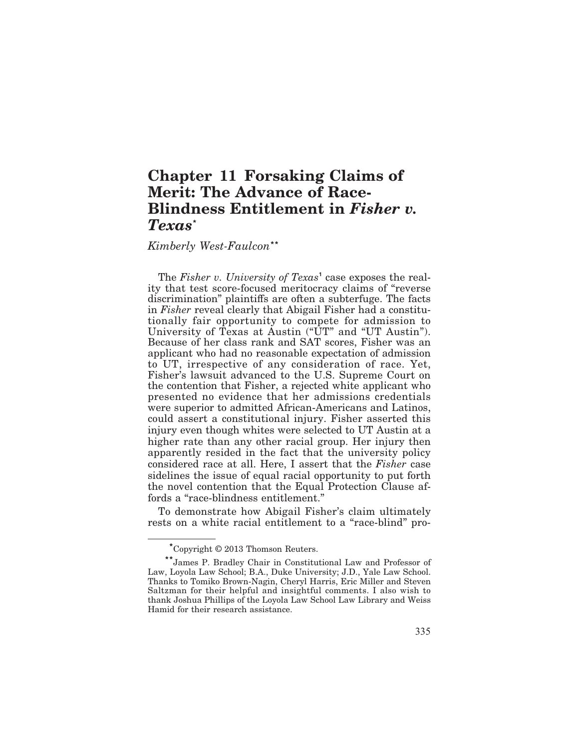# Chapter 11 Forsaking Claims of Merit: The Advance of Race-Blindness Entitlement in *Fisher v. Texas*[*]

*Kimberly West-Faulcon*[**]

The *Fisher v. University of Texas*[1] case exposes the reality that test score-focused meritocracy claims of "reverse discrimination" plaintiffs are often a subterfuge. The facts in *Fisher* reveal clearly that Abigail Fisher had a constitutionally fair opportunity to compete for admission to University of Texas at Austin ("UT" and "UT Austin"). Because of her class rank and SAT scores, Fisher was an applicant who had no reasonable expectation of admission to UT, irrespective of any consideration of race. Yet, Fisher's lawsuit advanced to the U.S. Supreme Court on the contention that Fisher, a rejected white applicant who presented no evidence that her admissions credentials were superior to admitted African-Americans and Latinos, could assert a constitutional injury. Fisher asserted this injury even though whites were selected to UT Austin at a higher rate than any other racial group. Her injury then apparently resided in the fact that the university policy considered race at all. Here, I assert that the *Fisher* case sidelines the issue of equal racial opportunity to put forth the novel contention that the Equal Protection Clause affords a "race-blindness entitlement."

To demonstrate how Abigail Fisher's claim ultimately rests on a white racial entitlement to a "race-blind" pro-

---

[*] Copyright © 2013 Thomson Reuters.

[**] James P. Bradley Chair in Constitutional Law and Professor of Law, Loyola Law School; B.A., Duke University; J.D., Yale Law School. Thanks to Tomiko Brown-Nagin, Cheryl Harris, Eric Miller and Steven Saltzman for their helpful and insightful comments. I also wish to thank Joshua Phillips of the Loyola Law School Law Library and Weiss Hamid for their research assistance.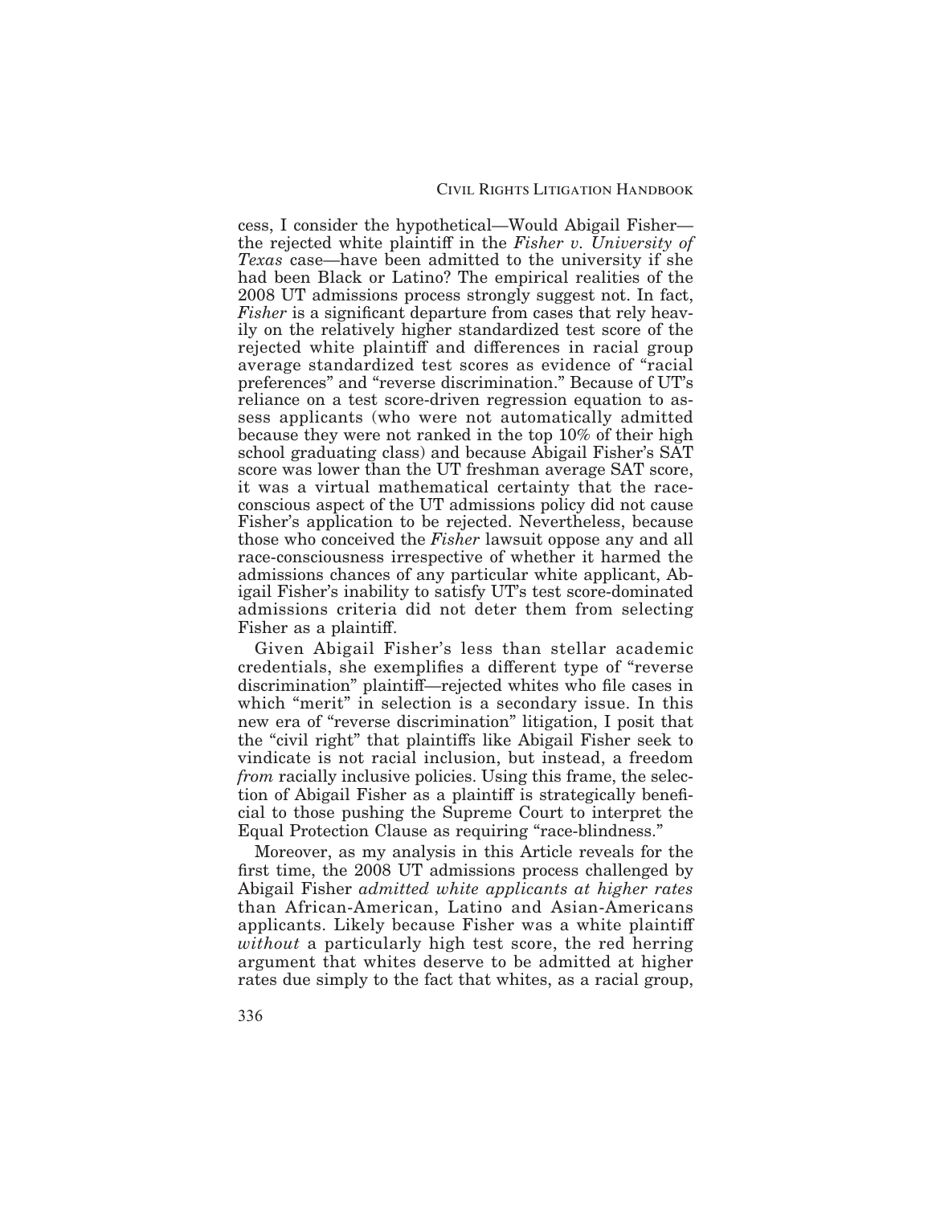cess, I consider the hypothetical—Would Abigail Fisher—the rejected white plaintiff in the *Fisher v. University of Texas* case—have been admitted to the university if she had been Black or Latino? The empirical realities of the 2008 UT admissions process strongly suggest not. In fact, *Fisher* is a significant departure from cases that rely heavily on the relatively higher standardized test score of the rejected white plaintiff and differences in racial group average standardized test scores as evidence of "racial preferences" and "reverse discrimination." Because of UT's reliance on a test score-driven regression equation to assess applicants (who were not automatically admitted because they were not ranked in the top 10% of their high school graduating class) and because Abigail Fisher's SAT score was lower than the UT freshman average SAT score, it was a virtual mathematical certainty that the race-conscious aspect of the UT admissions policy did not cause Fisher's application to be rejected. Nevertheless, because those who conceived the *Fisher* lawsuit oppose any and all race-consciousness irrespective of whether it harmed the admissions chances of any particular white applicant, Abigail Fisher's inability to satisfy UT's test score-dominated admissions criteria did not deter them from selecting Fisher as a plaintiff.

Given Abigail Fisher's less than stellar academic credentials, she exemplifies a different type of "reverse discrimination" plaintiff—rejected whites who file cases in which "merit" in selection is a secondary issue. In this new era of "reverse discrimination" litigation, I posit that the "civil right" that plaintiffs like Abigail Fisher seek to vindicate is not racial inclusion, but instead, a freedom *from* racially inclusive policies. Using this frame, the selection of Abigail Fisher as a plaintiff is strategically beneficial to those pushing the Supreme Court to interpret the Equal Protection Clause as requiring "race-blindness."

Moreover, as my analysis in this Article reveals for the first time, the 2008 UT admissions process challenged by Abigail Fisher *admitted white applicants at higher rates* than African-American, Latino and Asian-Americans applicants. Likely because Fisher was a white plaintiff *without* a particularly high test score, the red herring argument that whites deserve to be admitted at higher rates due simply to the fact that whites, as a racial group,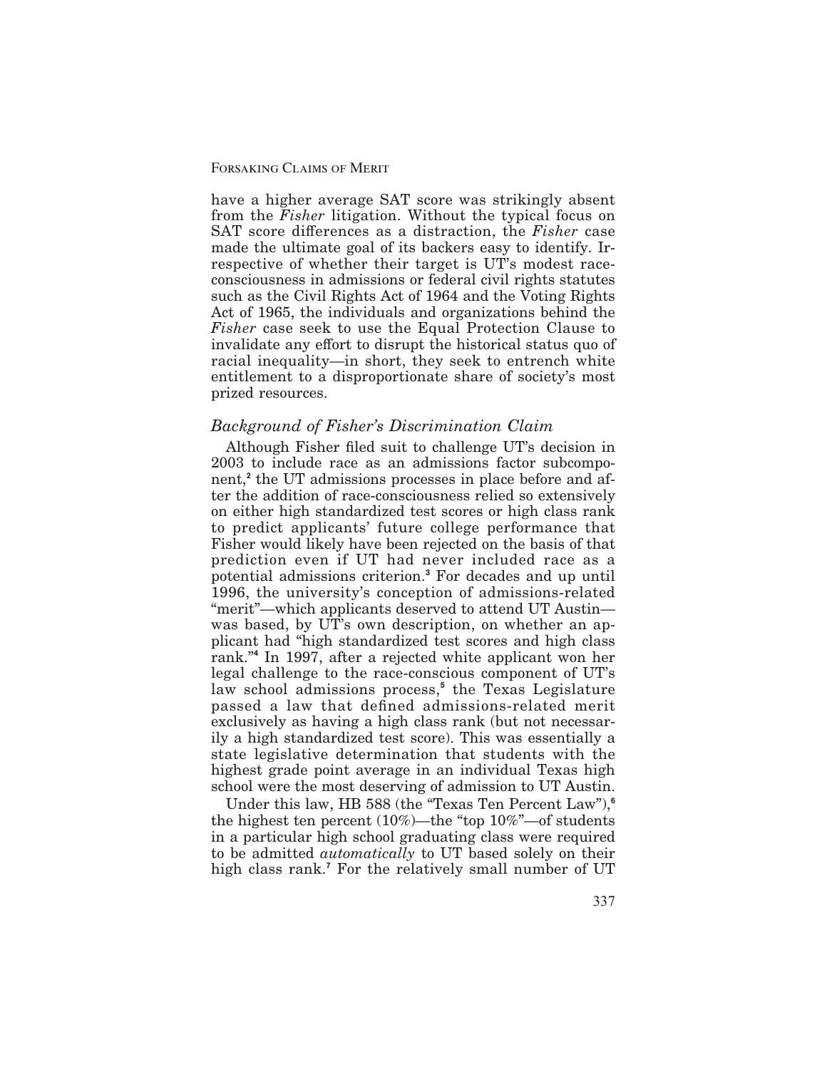have a higher average SAT score was strikingly absent from the *Fisher* litigation. Without the typical focus on SAT score differences as a distraction, the *Fisher* case made the ultimate goal of its backers easy to identify. Irrespective of whether their target is UT's modest race-consciousness in admissions or federal civil rights statutes such as the Civil Rights Act of 1964 and the Voting Rights Act of 1965, the individuals and organizations behind the *Fisher* case seek to use the Equal Protection Clause to invalidate any effort to disrupt the historical status quo of racial inequality—in short, they seek to entrench white entitlement to a disproportionate share of society's most prized resources.

### *Background of Fisher's Discrimination Claim*

Although Fisher filed suit to challenge UT's decision in 2003 to include race as an admissions factor subcomponent,[2] the UT admissions processes in place before and after the addition of race-consciousness relied so extensively on either high standardized test scores or high class rank to predict applicants' future college performance that Fisher would likely have been rejected on the basis of that prediction even if UT had never included race as a potential admissions criterion.[3] For decades and up until 1996, the university's conception of admissions-related "merit"—which applicants deserved to attend UT Austin—was based, by UT's own description, on whether an applicant had "high standardized test scores and high class rank."[4] In 1997, after a rejected white applicant won her legal challenge to the race-conscious component of UT's law school admissions process,[5] the Texas Legislature passed a law that defined admissions-related merit exclusively as having a high class rank (but not necessarily a high standardized test score). This was essentially a state legislative determination that students with the highest grade point average in an individual Texas high school were the most deserving of admission to UT Austin.

Under this law, HB 588 (the "Texas Ten Percent Law"),[6] the highest ten percent (10%)—the "top 10%"—of students in a particular high school graduating class were required to be admitted *automatically* to UT based solely on their high class rank.[7] For the relatively small number of UT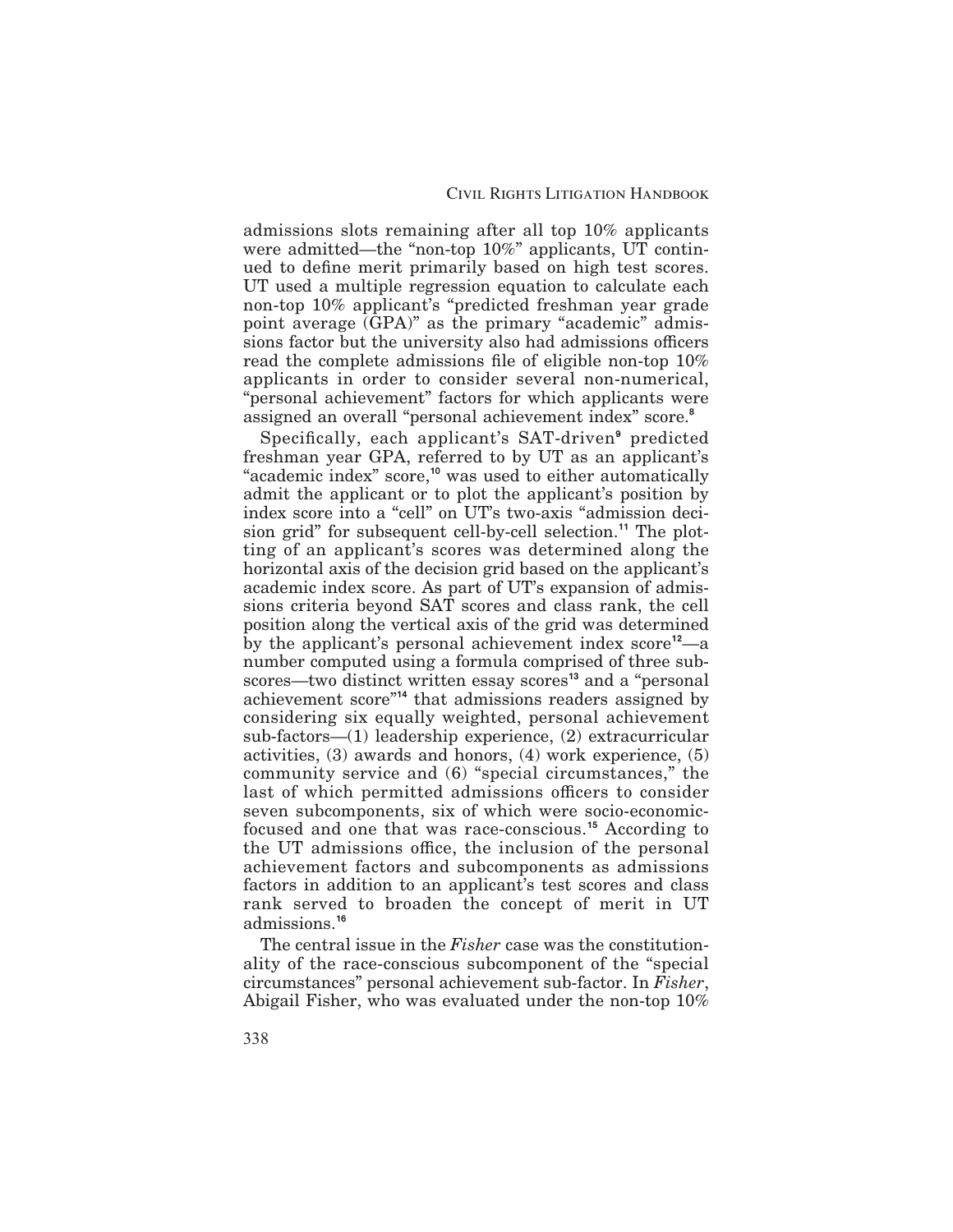admissions slots remaining after all top 10% applicants were admitted—the "non-top 10%" applicants, UT continued to define merit primarily based on high test scores. UT used a multiple regression equation to calculate each non-top 10% applicant's "predicted freshman year grade point average (GPA)" as the primary "academic" admissions factor but the university also had admissions officers read the complete admissions file of eligible non-top 10% applicants in order to consider several non-numerical, "personal achievement" factors for which applicants were assigned an overall "personal achievement index" score.[8]

Specifically, each applicant's SAT-driven[9] predicted freshman year GPA, referred to by UT as an applicant's "academic index" score,[10] was used to either automatically admit the applicant or to plot the applicant's position by index score into a "cell" on UT's two-axis "admission decision grid" for subsequent cell-by-cell selection.[11] The plotting of an applicant's scores was determined along the horizontal axis of the decision grid based on the applicant's academic index score. As part of UT's expansion of admissions criteria beyond SAT scores and class rank, the cell position along the vertical axis of the grid was determined by the applicant's personal achievement index score[12]—a number computed using a formula comprised of three subscores—two distinct written essay scores[13] and a "personal achievement score"[14] that admissions readers assigned by considering six equally weighted, personal achievement sub-factors—(1) leadership experience, (2) extracurricular activities, (3) awards and honors, (4) work experience, (5) community service and (6) "special circumstances," the last of which permitted admissions officers to consider seven subcomponents, six of which were socio-economic-focused and one that was race-conscious.[15] According to the UT admissions office, the inclusion of the personal achievement factors and subcomponents as admissions factors in addition to an applicant's test scores and class rank served to broaden the concept of merit in UT admissions.[16]

The central issue in the *Fisher* case was the constitutionality of the race-conscious subcomponent of the "special circumstances" personal achievement sub-factor. In *Fisher*, Abigail Fisher, who was evaluated under the non-top 10%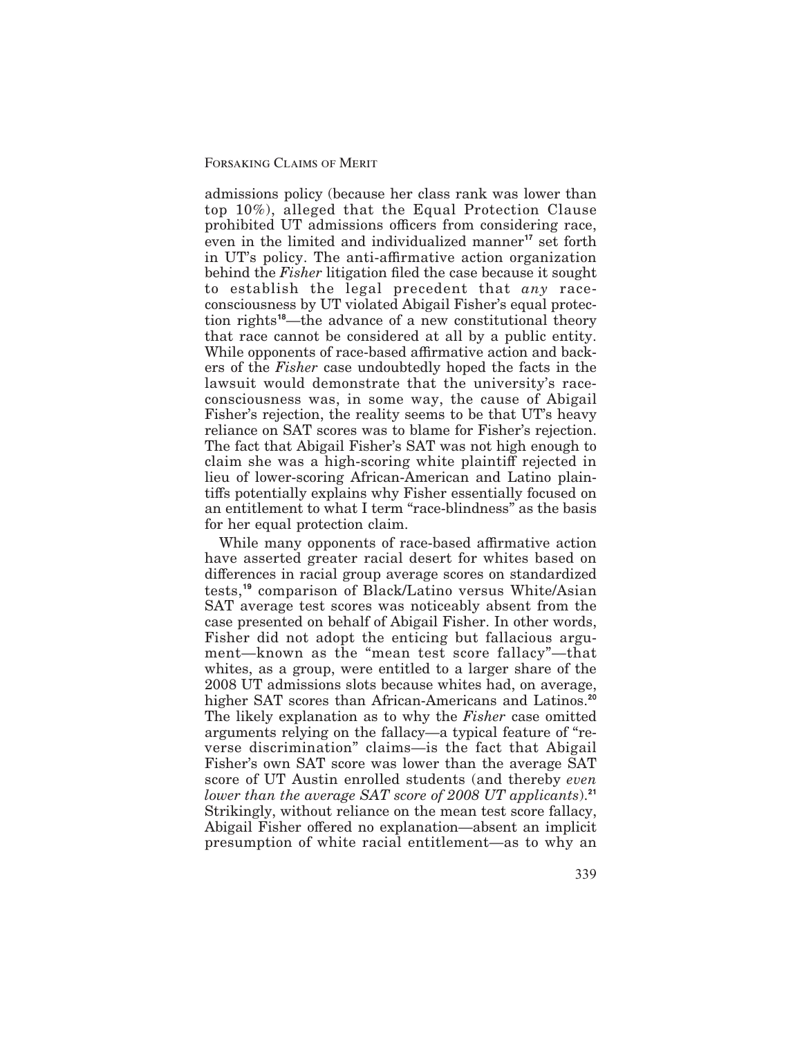admissions policy (because her class rank was lower than top 10%), alleged that the Equal Protection Clause prohibited UT admissions officers from considering race, even in the limited and individualized manner[17] set forth in UT's policy. The anti-affirmative action organization behind the *Fisher* litigation filed the case because it sought to establish the legal precedent that *any* race-consciousness by UT violated Abigail Fisher's equal protection rights[18]—the advance of a new constitutional theory that race cannot be considered at all by a public entity. While opponents of race-based affirmative action and backers of the *Fisher* case undoubtedly hoped the facts in the lawsuit would demonstrate that the university's race-consciousness was, in some way, the cause of Abigail Fisher's rejection, the reality seems to be that UT's heavy reliance on SAT scores was to blame for Fisher's rejection. The fact that Abigail Fisher's SAT was not high enough to claim she was a high-scoring white plaintiff rejected in lieu of lower-scoring African-American and Latino plaintiffs potentially explains why Fisher essentially focused on an entitlement to what I term "race-blindness" as the basis for her equal protection claim.

While many opponents of race-based affirmative action have asserted greater racial desert for whites based on differences in racial group average scores on standardized tests,[19] comparison of Black/Latino versus White/Asian SAT average test scores was noticeably absent from the case presented on behalf of Abigail Fisher. In other words, Fisher did not adopt the enticing but fallacious argument—known as the "mean test score fallacy"—that whites, as a group, were entitled to a larger share of the 2008 UT admissions slots because whites had, on average, higher SAT scores than African-Americans and Latinos.[20] The likely explanation as to why the *Fisher* case omitted arguments relying on the fallacy—a typical feature of "reverse discrimination" claims—is the fact that Abigail Fisher's own SAT score was lower than the average SAT score of UT Austin enrolled students (and thereby *even lower than the average SAT score of 2008 UT applicants*).[21] Strikingly, without reliance on the mean test score fallacy, Abigail Fisher offered no explanation—absent an implicit presumption of white racial entitlement—as to why an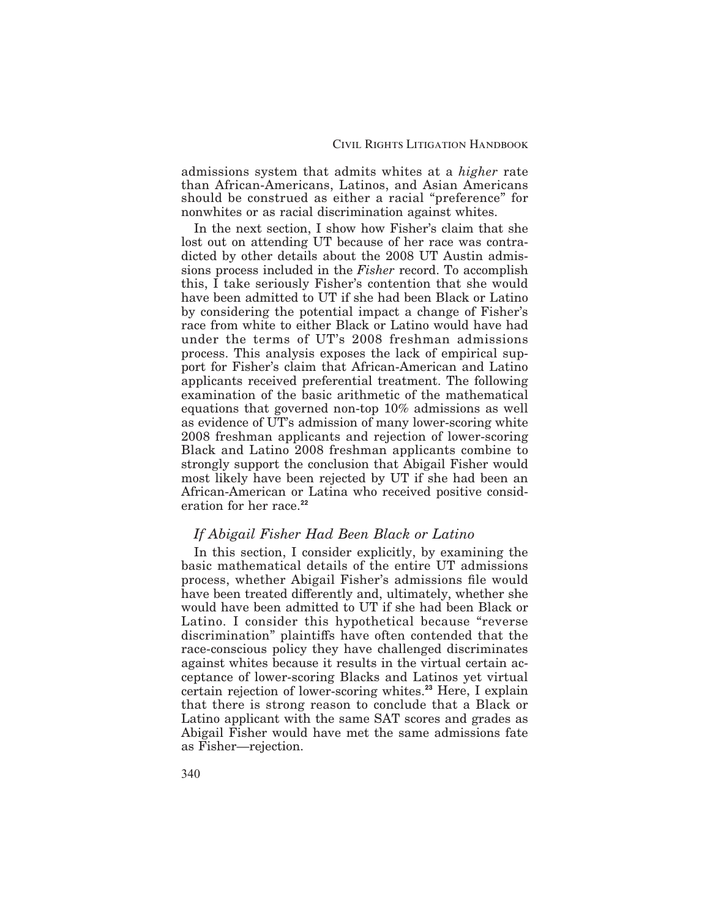admissions system that admits whites at a *higher* rate than African-Americans, Latinos, and Asian Americans should be construed as either a racial "preference" for nonwhites or as racial discrimination against whites.

In the next section, I show how Fisher's claim that she lost out on attending UT because of her race was contradicted by other details about the 2008 UT Austin admissions process included in the *Fisher* record. To accomplish this, I take seriously Fisher's contention that she would have been admitted to UT if she had been Black or Latino by considering the potential impact a change of Fisher's race from white to either Black or Latino would have had under the terms of UT's 2008 freshman admissions process. This analysis exposes the lack of empirical support for Fisher's claim that African-American and Latino applicants received preferential treatment. The following examination of the basic arithmetic of the mathematical equations that governed non-top 10% admissions as well as evidence of UT's admission of many lower-scoring white 2008 freshman applicants and rejection of lower-scoring Black and Latino 2008 freshman applicants combine to strongly support the conclusion that Abigail Fisher would most likely have been rejected by UT if she had been an African-American or Latina who received positive consideration for her race.[22]

## *If Abigail Fisher Had Been Black or Latino*

In this section, I consider explicitly, by examining the basic mathematical details of the entire UT admissions process, whether Abigail Fisher's admissions file would have been treated differently and, ultimately, whether she would have been admitted to UT if she had been Black or Latino. I consider this hypothetical because "reverse discrimination" plaintiffs have often contended that the race-conscious policy they have challenged discriminates against whites because it results in the virtual certain acceptance of lower-scoring Blacks and Latinos yet virtual certain rejection of lower-scoring whites.[23] Here, I explain that there is strong reason to conclude that a Black or Latino applicant with the same SAT scores and grades as Abigail Fisher would have met the same admissions fate as Fisher—rejection.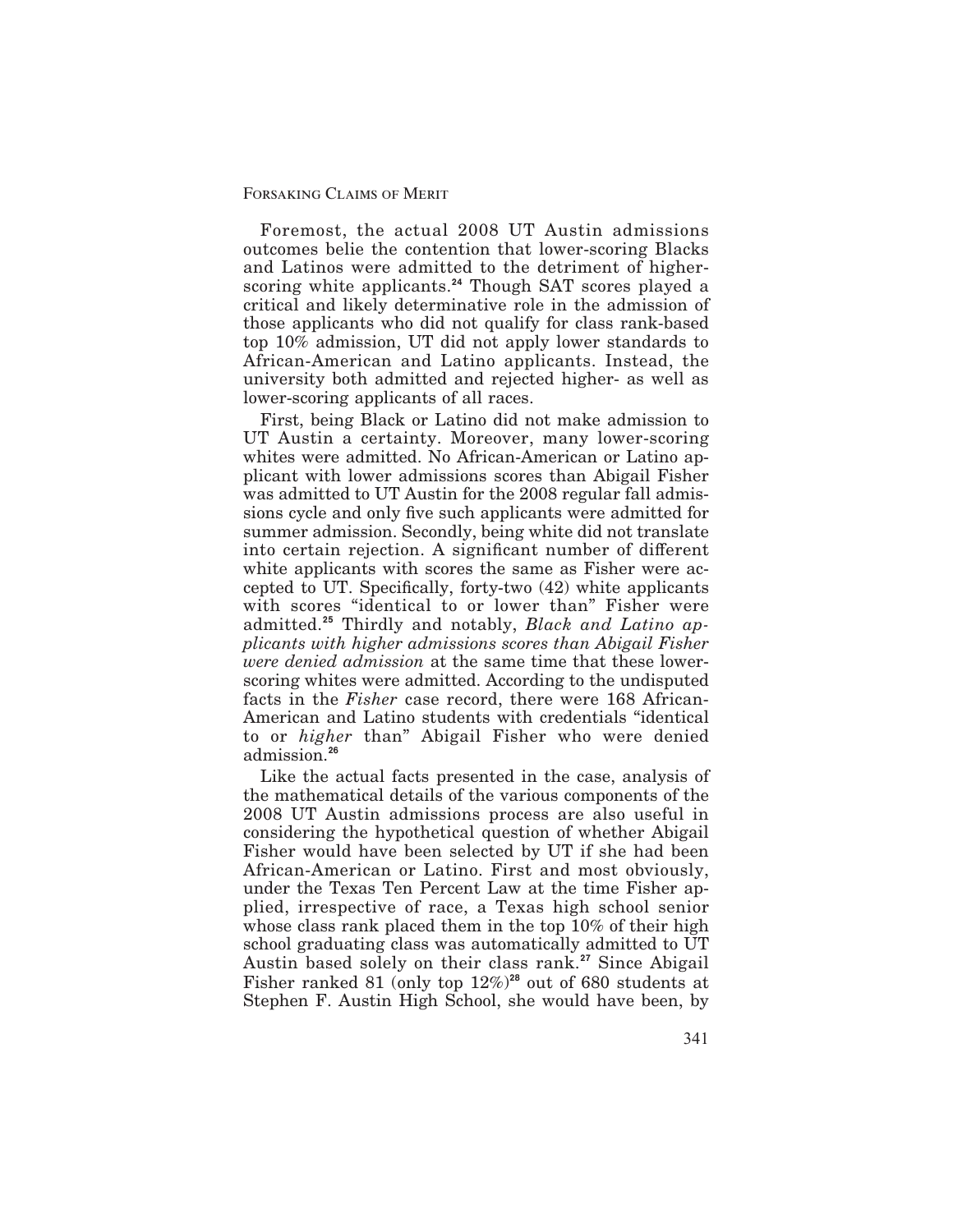Foremost, the actual 2008 UT Austin admissions outcomes belie the contention that lower-scoring Blacks and Latinos were admitted to the detriment of higher-scoring white applicants.[24] Though SAT scores played a critical and likely determinative role in the admission of those applicants who did not qualify for class rank-based top 10% admission, UT did not apply lower standards to African-American and Latino applicants. Instead, the university both admitted and rejected higher- as well as lower-scoring applicants of all races.

First, being Black or Latino did not make admission to UT Austin a certainty. Moreover, many lower-scoring whites were admitted. No African-American or Latino applicant with lower admissions scores than Abigail Fisher was admitted to UT Austin for the 2008 regular fall admissions cycle and only five such applicants were admitted for summer admission. Secondly, being white did not translate into certain rejection. A significant number of different white applicants with scores the same as Fisher were accepted to UT. Specifically, forty-two (42) white applicants with scores "identical to or lower than" Fisher were admitted.[25] Thirdly and notably, *Black and Latino applicants with higher admissions scores than Abigail Fisher were denied admission* at the same time that these lower-scoring whites were admitted. According to the undisputed facts in the *Fisher* case record, there were 168 African-American and Latino students with credentials "identical to or *higher* than" Abigail Fisher who were denied admission.[26]

Like the actual facts presented in the case, analysis of the mathematical details of the various components of the 2008 UT Austin admissions process are also useful in considering the hypothetical question of whether Abigail Fisher would have been selected by UT if she had been African-American or Latino. First and most obviously, under the Texas Ten Percent Law at the time Fisher applied, irrespective of race, a Texas high school senior whose class rank placed them in the top 10% of their high school graduating class was automatically admitted to UT Austin based solely on their class rank.[27] Since Abigail Fisher ranked 81 (only top 12%)[28] out of 680 students at Stephen F. Austin High School, she would have been, by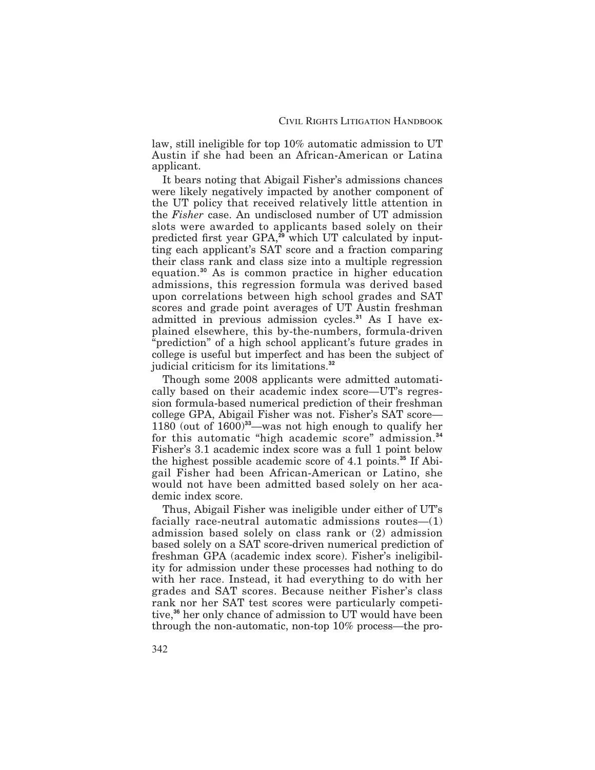law, still ineligible for top 10% automatic admission to UT Austin if she had been an African-American or Latina applicant.

It bears noting that Abigail Fisher's admissions chances were likely negatively impacted by another component of the UT policy that received relatively little attention in the *Fisher* case. An undisclosed number of UT admission slots were awarded to applicants based solely on their predicted first year GPA,[29] which UT calculated by inputting each applicant's SAT score and a fraction comparing their class rank and class size into a multiple regression equation.[30] As is common practice in higher education admissions, this regression formula was derived based upon correlations between high school grades and SAT scores and grade point averages of UT Austin freshman admitted in previous admission cycles.[31] As I have explained elsewhere, this by-the-numbers, formula-driven "prediction" of a high school applicant's future grades in college is useful but imperfect and has been the subject of judicial criticism for its limitations.[32]

Though some 2008 applicants were admitted automatically based on their academic index score—UT's regression formula-based numerical prediction of their freshman college GPA, Abigail Fisher was not. Fisher's SAT score—1180 (out of 1600)[33]—was not high enough to qualify her for this automatic "high academic score" admission.[34] Fisher's 3.1 academic index score was a full 1 point below the highest possible academic score of 4.1 points.[35] If Abigail Fisher had been African-American or Latino, she would not have been admitted based solely on her academic index score.

Thus, Abigail Fisher was ineligible under either of UT's facially race-neutral automatic admissions routes—(1) admission based solely on class rank or (2) admission based solely on a SAT score-driven numerical prediction of freshman GPA (academic index score). Fisher's ineligibility for admission under these processes had nothing to do with her race. Instead, it had everything to do with her grades and SAT scores. Because neither Fisher's class rank nor her SAT test scores were particularly competitive,[36] her only chance of admission to UT would have been through the non-automatic, non-top 10% process—the pro-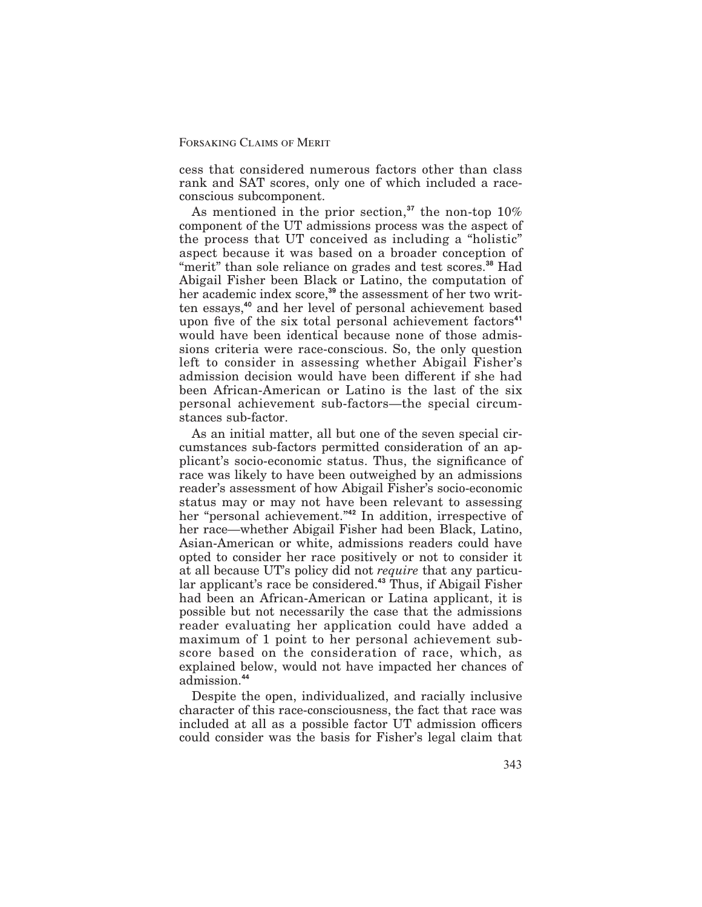cess that considered numerous factors other than class rank and SAT scores, only one of which included a race-conscious subcomponent.

As mentioned in the prior section,[37] the non-top 10% component of the UT admissions process was the aspect of the process that UT conceived as including a "holistic" aspect because it was based on a broader conception of "merit" than sole reliance on grades and test scores.[38] Had Abigail Fisher been Black or Latino, the computation of her academic index score,[39] the assessment of her two written essays,[40] and her level of personal achievement based upon five of the six total personal achievement factors[41] would have been identical because none of those admissions criteria were race-conscious. So, the only question left to consider in assessing whether Abigail Fisher's admission decision would have been different if she had been African-American or Latino is the last of the six personal achievement sub-factors—the special circumstances sub-factor.

As an initial matter, all but one of the seven special circumstances sub-factors permitted consideration of an applicant's socio-economic status. Thus, the significance of race was likely to have been outweighed by an admissions reader's assessment of how Abigail Fisher's socio-economic status may or may not have been relevant to assessing her "personal achievement."[42] In addition, irrespective of her race—whether Abigail Fisher had been Black, Latino, Asian-American or white, admissions readers could have opted to consider her race positively or not to consider it at all because UT's policy did not *require* that any particular applicant's race be considered.[43] Thus, if Abigail Fisher had been an African-American or Latina applicant, it is possible but not necessarily the case that the admissions reader evaluating her application could have added a maximum of 1 point to her personal achievement subscore based on the consideration of race, which, as explained below, would not have impacted her chances of admission.[44]

Despite the open, individualized, and racially inclusive character of this race-consciousness, the fact that race was included at all as a possible factor UT admission officers could consider was the basis for Fisher's legal claim that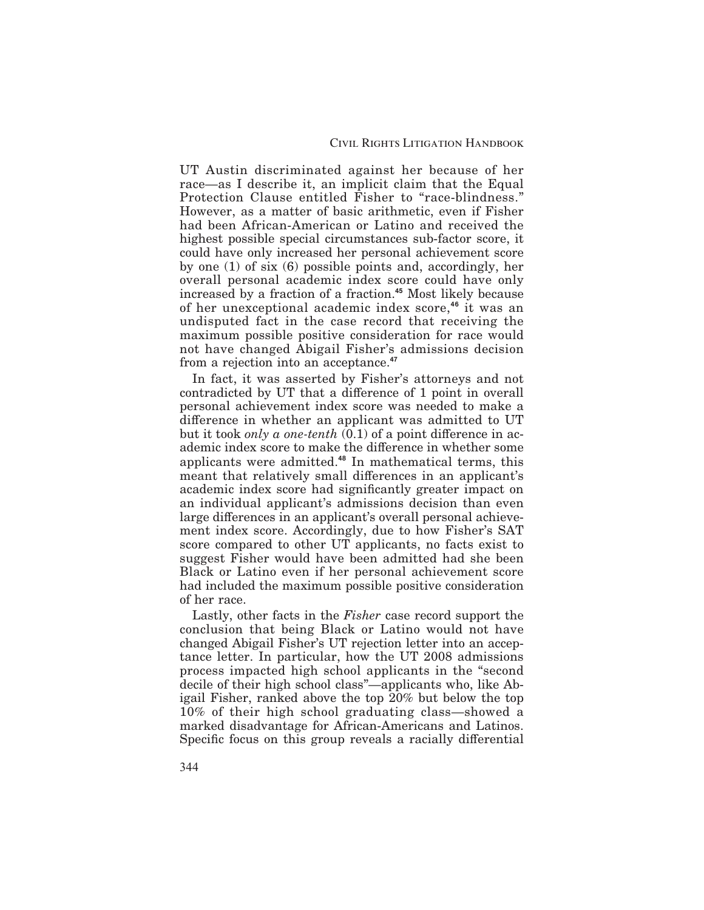UT Austin discriminated against her because of her race—as I describe it, an implicit claim that the Equal Protection Clause entitled Fisher to "race-blindness." However, as a matter of basic arithmetic, even if Fisher had been African-American or Latino and received the highest possible special circumstances sub-factor score, it could have only increased her personal achievement score by one (1) of six (6) possible points and, accordingly, her overall personal academic index score could have only increased by a fraction of a fraction.[45] Most likely because of her unexceptional academic index score,[46] it was an undisputed fact in the case record that receiving the maximum possible positive consideration for race would not have changed Abigail Fisher's admissions decision from a rejection into an acceptance.[47]

In fact, it was asserted by Fisher's attorneys and not contradicted by UT that a difference of 1 point in overall personal achievement index score was needed to make a difference in whether an applicant was admitted to UT but it took *only a one-tenth* (0.1) of a point difference in academic index score to make the difference in whether some applicants were admitted.[48] In mathematical terms, this meant that relatively small differences in an applicant's academic index score had significantly greater impact on an individual applicant's admissions decision than even large differences in an applicant's overall personal achievement index score. Accordingly, due to how Fisher's SAT score compared to other UT applicants, no facts exist to suggest Fisher would have been admitted had she been Black or Latino even if her personal achievement score had included the maximum possible positive consideration of her race.

Lastly, other facts in the *Fisher* case record support the conclusion that being Black or Latino would not have changed Abigail Fisher's UT rejection letter into an acceptance letter. In particular, how the UT 2008 admissions process impacted high school applicants in the "second decile of their high school class"—applicants who, like Abigail Fisher, ranked above the top 20% but below the top 10% of their high school graduating class—showed a marked disadvantage for African-Americans and Latinos. Specific focus on this group reveals a racially differential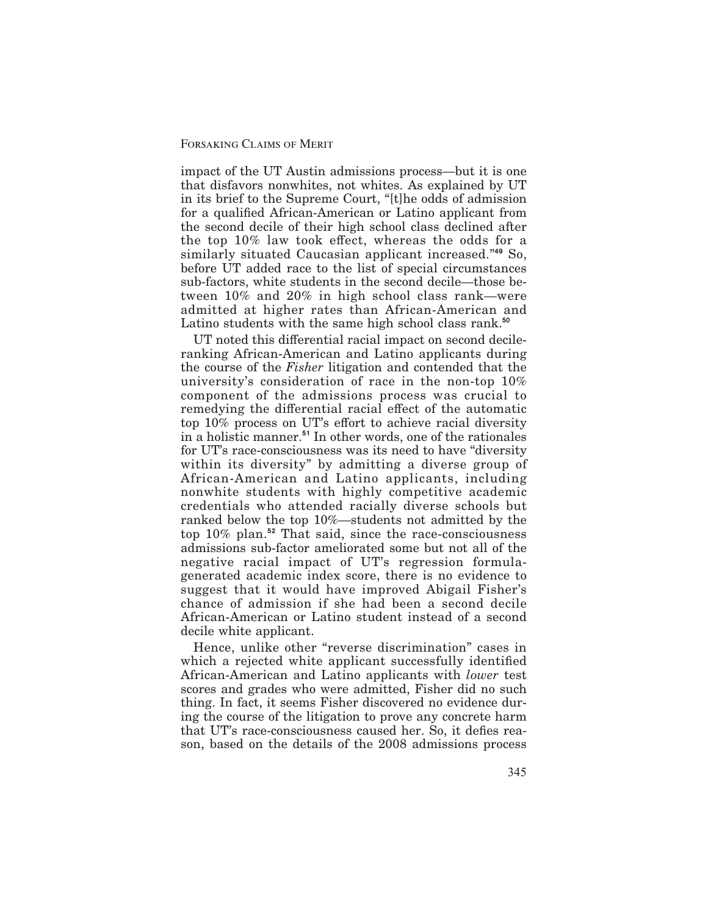impact of the UT Austin admissions process—but it is one that disfavors nonwhites, not whites. As explained by UT in its brief to the Supreme Court, "[t]he odds of admission for a qualified African-American or Latino applicant from the second decile of their high school class declined after the top 10% law took effect, whereas the odds for a similarly situated Caucasian applicant increased."[49] So, before UT added race to the list of special circumstances sub-factors, white students in the second decile—those between 10% and 20% in high school class rank—were admitted at higher rates than African-American and Latino students with the same high school class rank.[50]

UT noted this differential racial impact on second decile-ranking African-American and Latino applicants during the course of the *Fisher* litigation and contended that the university's consideration of race in the non-top 10% component of the admissions process was crucial to remedying the differential racial effect of the automatic top 10% process on UT's effort to achieve racial diversity in a holistic manner.[51] In other words, one of the rationales for UT's race-consciousness was its need to have "diversity within its diversity" by admitting a diverse group of African-American and Latino applicants, including nonwhite students with highly competitive academic credentials who attended racially diverse schools but ranked below the top 10%—students not admitted by the top 10% plan.[52] That said, since the race-consciousness admissions sub-factor ameliorated some but not all of the negative racial impact of UT's regression formula-generated academic index score, there is no evidence to suggest that it would have improved Abigail Fisher's chance of admission if she had been a second decile African-American or Latino student instead of a second decile white applicant.

Hence, unlike other "reverse discrimination" cases in which a rejected white applicant successfully identified African-American and Latino applicants with *lower* test scores and grades who were admitted, Fisher did no such thing. In fact, it seems Fisher discovered no evidence during the course of the litigation to prove any concrete harm that UT's race-consciousness caused her. So, it defies reason, based on the details of the 2008 admissions process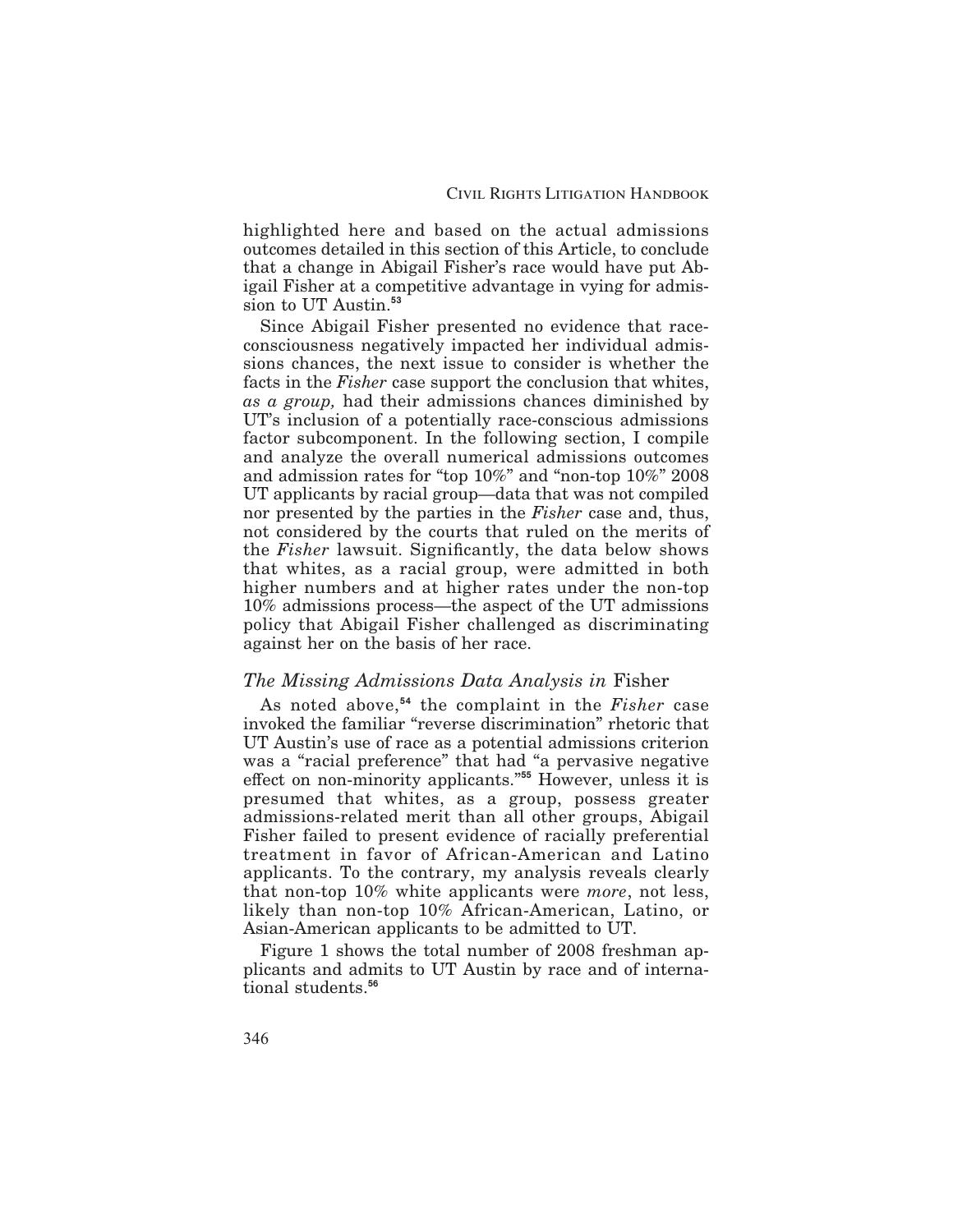highlighted here and based on the actual admissions outcomes detailed in this section of this Article, to conclude that a change in Abigail Fisher's race would have put Abigail Fisher at a competitive advantage in vying for admission to UT Austin.[53]

Since Abigail Fisher presented no evidence that race-consciousness negatively impacted her individual admissions chances, the next issue to consider is whether the facts in the *Fisher* case support the conclusion that whites, *as a group,* had their admissions chances diminished by UT's inclusion of a potentially race-conscious admissions factor subcomponent. In the following section, I compile and analyze the overall numerical admissions outcomes and admission rates for "top 10%" and "non-top 10%" 2008 UT applicants by racial group—data that was not compiled nor presented by the parties in the *Fisher* case and, thus, not considered by the courts that ruled on the merits of the *Fisher* lawsuit. Significantly, the data below shows that whites, as a racial group, were admitted in both higher numbers and at higher rates under the non-top 10% admissions process—the aspect of the UT admissions policy that Abigail Fisher challenged as discriminating against her on the basis of her race.

### *The Missing Admissions Data Analysis in* Fisher

As noted above,[54] the complaint in the *Fisher* case invoked the familiar "reverse discrimination" rhetoric that UT Austin's use of race as a potential admissions criterion was a "racial preference" that had "a pervasive negative effect on non-minority applicants."[55] However, unless it is presumed that whites, as a group, possess greater admissions-related merit than all other groups, Abigail Fisher failed to present evidence of racially preferential treatment in favor of African-American and Latino applicants. To the contrary, my analysis reveals clearly that non-top 10% white applicants were *more*, not less, likely than non-top 10% African-American, Latino, or Asian-American applicants to be admitted to UT.

Figure 1 shows the total number of 2008 freshman applicants and admits to UT Austin by race and of international students.[56]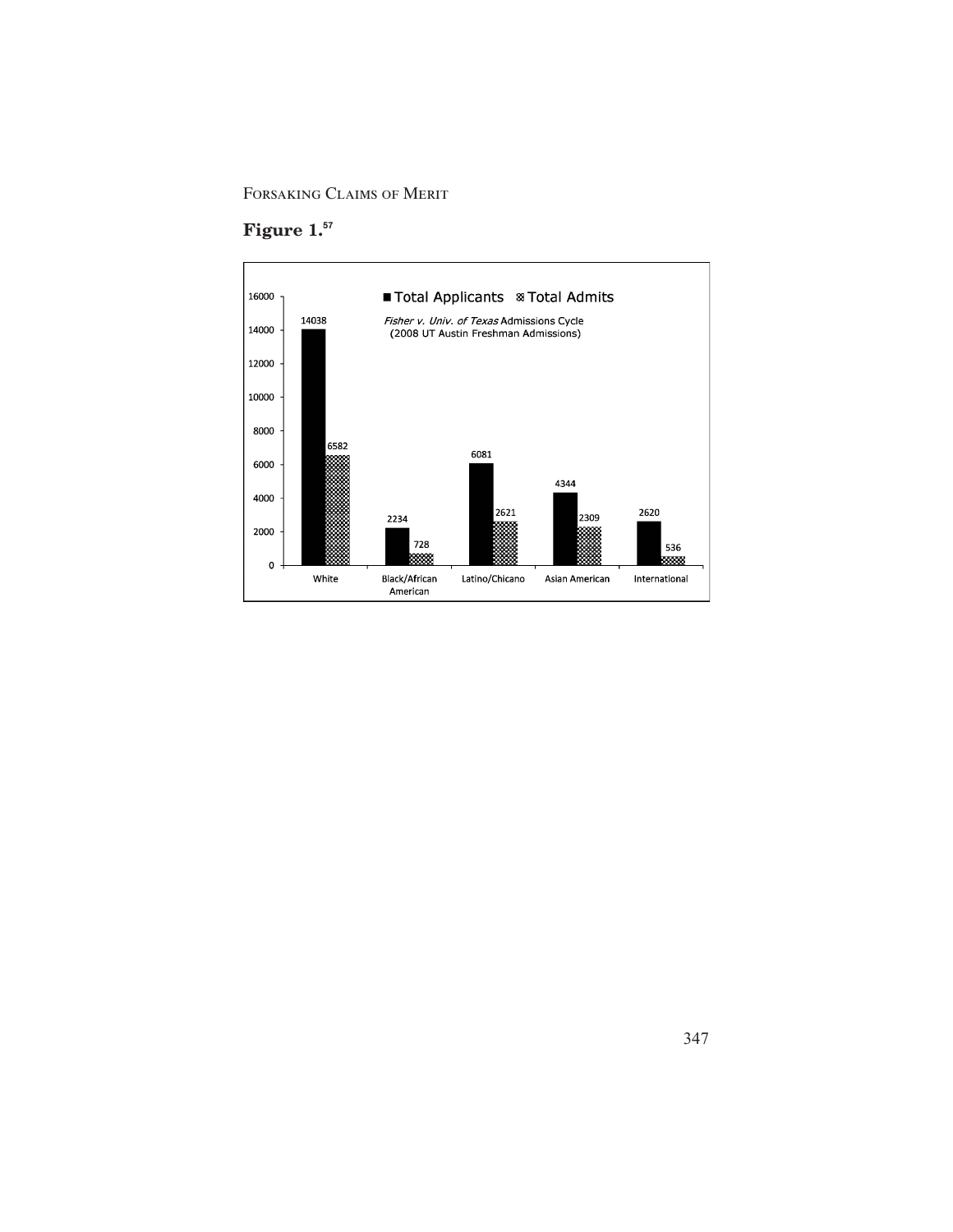**Figure 1.**[57]

*Fisher v. Univ. of Texas* Admissions Cycle
(2008 UT Austin Freshman Admissions)

| | Total Applicants | Total Admits |
|---|---|---|
| White | 14038 | 6582 |
| Black/African American | 2234 | 728 |
| Latino/Chicano | 6081 | 2621 |
| Asian American | 4344 | 2309 |
| International | 2620 | 536 |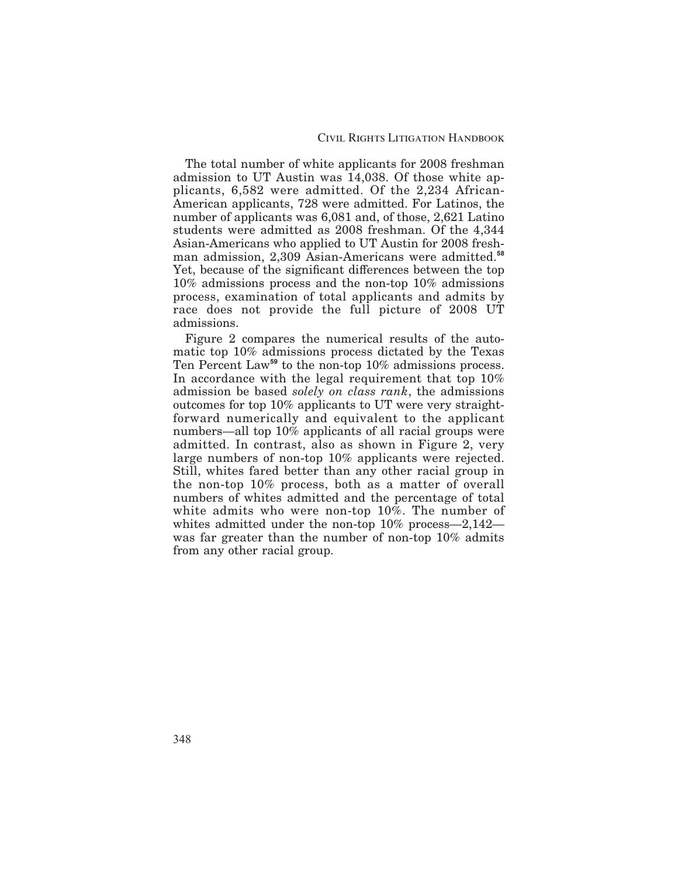The total number of white applicants for 2008 freshman admission to UT Austin was 14,038. Of those white applicants, 6,582 were admitted. Of the 2,234 African-American applicants, 728 were admitted. For Latinos, the number of applicants was 6,081 and, of those, 2,621 Latino students were admitted as 2008 freshman. Of the 4,344 Asian-Americans who applied to UT Austin for 2008 freshman admission, 2,309 Asian-Americans were admitted.[58] Yet, because of the significant differences between the top 10% admissions process and the non-top 10% admissions process, examination of total applicants and admits by race does not provide the full picture of 2008 UT admissions.

Figure 2 compares the numerical results of the automatic top 10% admissions process dictated by the Texas Ten Percent Law[59] to the non-top 10% admissions process. In accordance with the legal requirement that top 10% admission be based *solely on class rank*, the admissions outcomes for top 10% applicants to UT were very straightforward numerically and equivalent to the applicant numbers—all top 10% applicants of all racial groups were admitted. In contrast, also as shown in Figure 2, very large numbers of non-top 10% applicants were rejected. Still, whites fared better than any other racial group in the non-top 10% process, both as a matter of overall numbers of whites admitted and the percentage of total white admits who were non-top 10%. The number of whites admitted under the non-top 10% process—2,142—was far greater than the number of non-top 10% admits from any other racial group.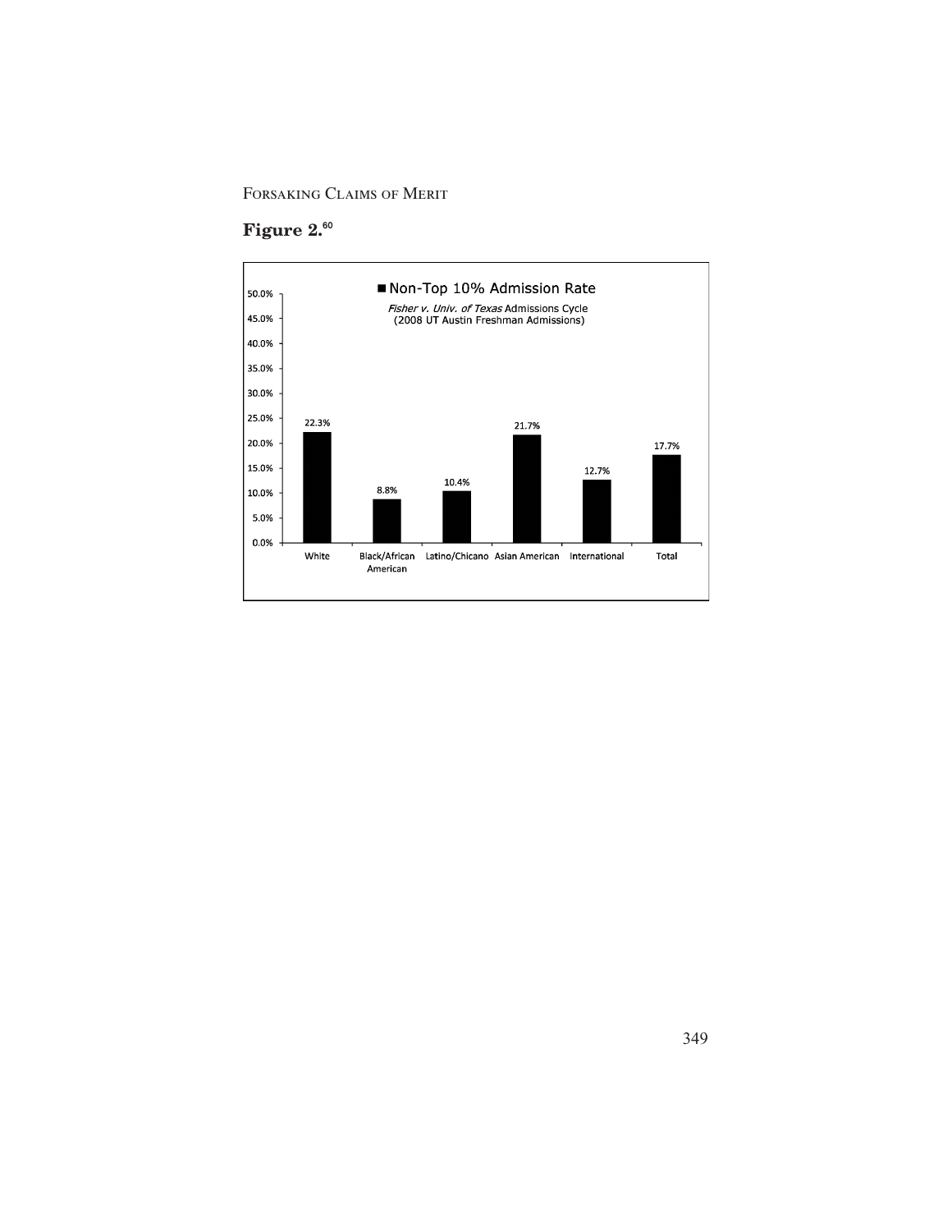**Figure 2.**[60]

■ Non-Top 10% Admission Rate

*Fisher v. Univ. of Texas* Admissions Cycle
(2008 UT Austin Freshman Admissions)

| Group | Admission Rate |
|---|---|
| White | 22.3% |
| Black/African American | 8.8% |
| Latino/Chicano | 10.4% |
| Asian American | 21.7% |
| International | 12.7% |
| Total | 17.7% |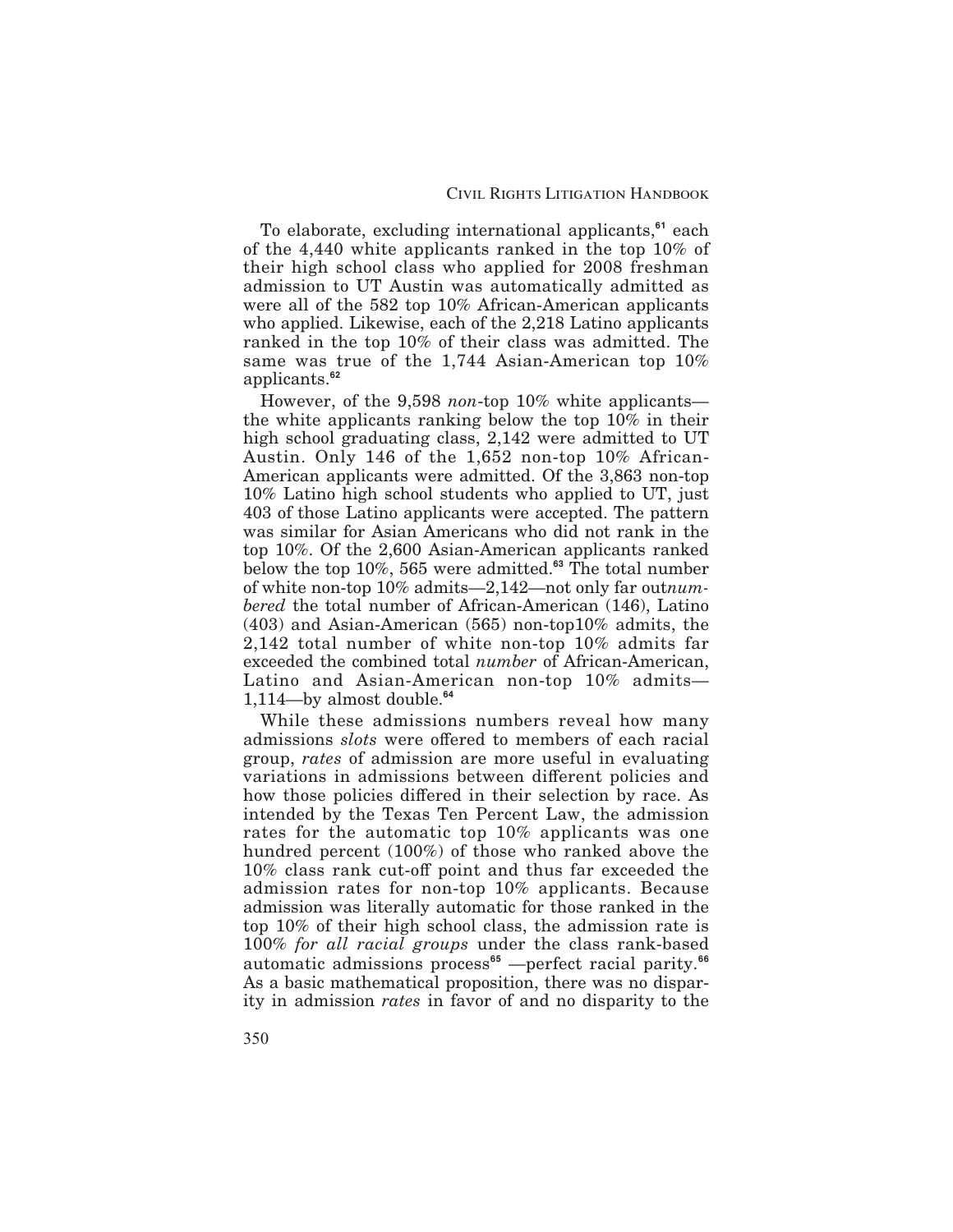To elaborate, excluding international applicants,[61] each of the 4,440 white applicants ranked in the top 10% of their high school class who applied for 2008 freshman admission to UT Austin was automatically admitted as were all of the 582 top 10% African-American applicants who applied. Likewise, each of the 2,218 Latino applicants ranked in the top 10% of their class was admitted. The same was true of the 1,744 Asian-American top 10% applicants.[62]

However, of the 9,598 *non*-top 10% white applicants—the white applicants ranking below the top 10% in their high school graduating class, 2,142 were admitted to UT Austin. Only 146 of the 1,652 non-top 10% African-American applicants were admitted. Of the 3,863 non-top 10% Latino high school students who applied to UT, just 403 of those Latino applicants were accepted. The pattern was similar for Asian Americans who did not rank in the top 10%. Of the 2,600 Asian-American applicants ranked below the top 10%, 565 were admitted.[63] The total number of white non-top 10% admits—2,142—not only far out*numbered* the total number of African-American (146), Latino (403) and Asian-American (565) non-top10% admits, the 2,142 total number of white non-top 10% admits far exceeded the combined total *number* of African-American, Latino and Asian-American non-top 10% admits—1,114—by almost double.[64]

While these admissions numbers reveal how many admissions *slots* were offered to members of each racial group, *rates* of admission are more useful in evaluating variations in admissions between different policies and how those policies differed in their selection by race. As intended by the Texas Ten Percent Law, the admission rates for the automatic top 10% applicants was one hundred percent (100%) of those who ranked above the 10% class rank cut-off point and thus far exceeded the admission rates for non-top 10% applicants. Because admission was literally automatic for those ranked in the top 10% of their high school class, the admission rate is 100% *for all racial groups* under the class rank-based automatic admissions process[65] —perfect racial parity.[66] As a basic mathematical proposition, there was no disparity in admission *rates* in favor of and no disparity to the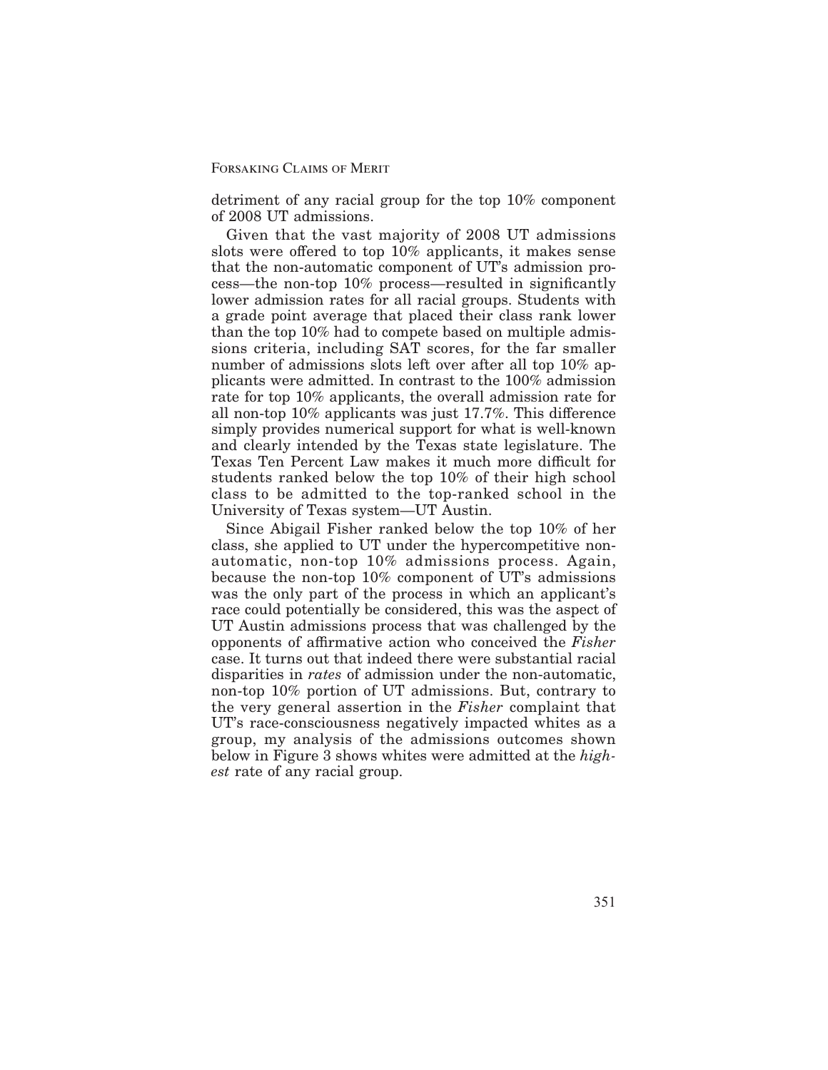detriment of any racial group for the top 10% component of 2008 UT admissions.

Given that the vast majority of 2008 UT admissions slots were offered to top 10% applicants, it makes sense that the non-automatic component of UT's admission process—the non-top 10% process—resulted in significantly lower admission rates for all racial groups. Students with a grade point average that placed their class rank lower than the top 10% had to compete based on multiple admissions criteria, including SAT scores, for the far smaller number of admissions slots left over after all top 10% applicants were admitted. In contrast to the 100% admission rate for top 10% applicants, the overall admission rate for all non-top 10% applicants was just 17.7%. This difference simply provides numerical support for what is well-known and clearly intended by the Texas state legislature. The Texas Ten Percent Law makes it much more difficult for students ranked below the top 10% of their high school class to be admitted to the top-ranked school in the University of Texas system—UT Austin.

Since Abigail Fisher ranked below the top 10% of her class, she applied to UT under the hypercompetitive non-automatic, non-top 10% admissions process. Again, because the non-top 10% component of UT's admissions was the only part of the process in which an applicant's race could potentially be considered, this was the aspect of UT Austin admissions process that was challenged by the opponents of affirmative action who conceived the *Fisher* case. It turns out that indeed there were substantial racial disparities in *rates* of admission under the non-automatic, non-top 10% portion of UT admissions. But, contrary to the very general assertion in the *Fisher* complaint that UT's race-consciousness negatively impacted whites as a group, my analysis of the admissions outcomes shown below in Figure 3 shows whites were admitted at the *highest* rate of any racial group.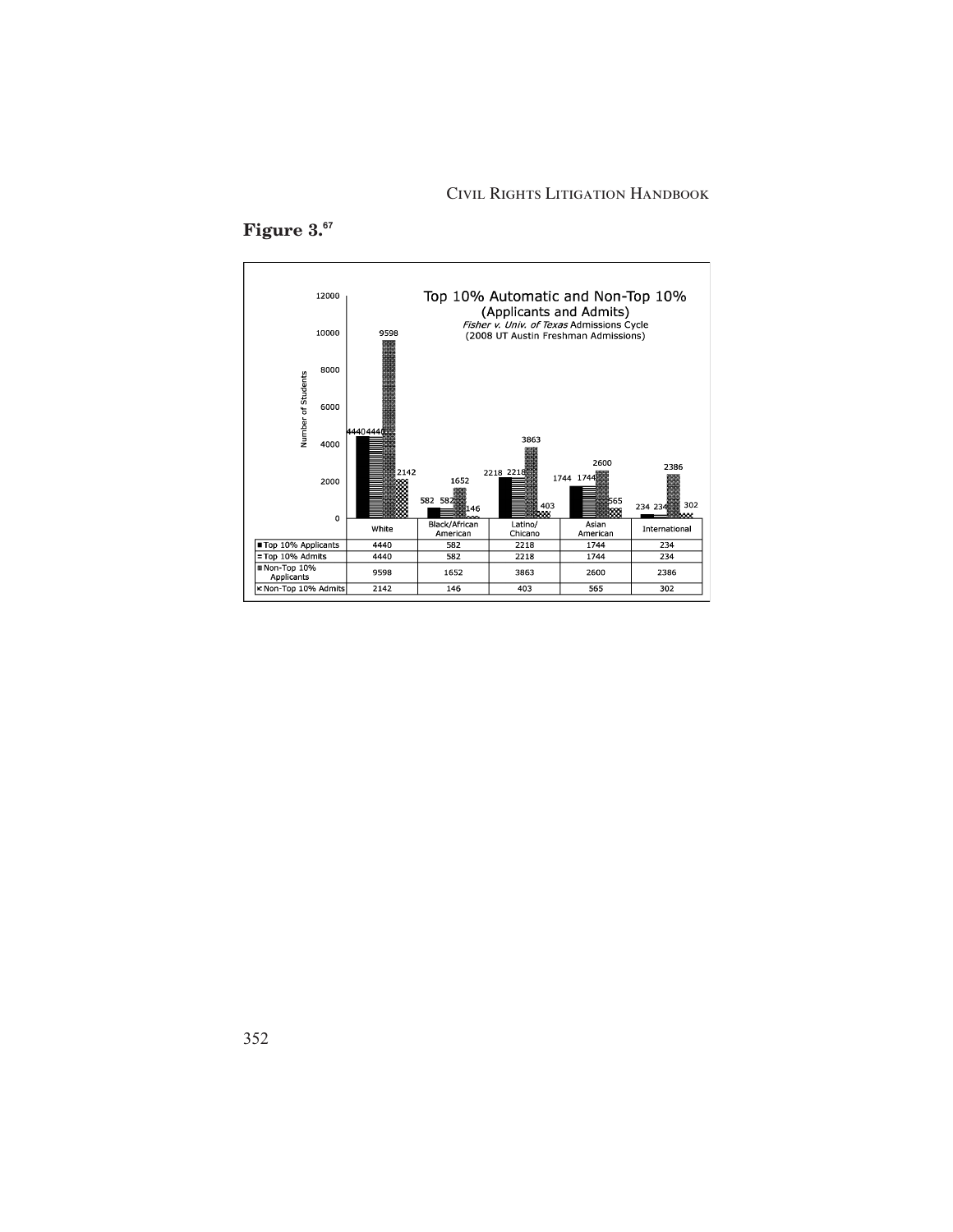**Figure 3.**[67]

Top 10% Automatic and Non-Top 10%
(Applicants and Admits)
*Fisher v. Univ. of Texas* Admissions Cycle
(2008 UT Austin Freshman Admissions)

| | White | Black/African American | Latino/ Chicano | Asian American | International |
|---|---|---|---|---|---|
| Top 10% Applicants | 4440 | 582 | 2218 | 1744 | 234 |
| Top 10% Admits | 4440 | 582 | 2218 | 1744 | 234 |
| Non-Top 10% Applicants | 9598 | 1652 | 3863 | 2600 | 2386 |
| Non-Top 10% Admits | 2142 | 146 | 403 | 565 | 302 |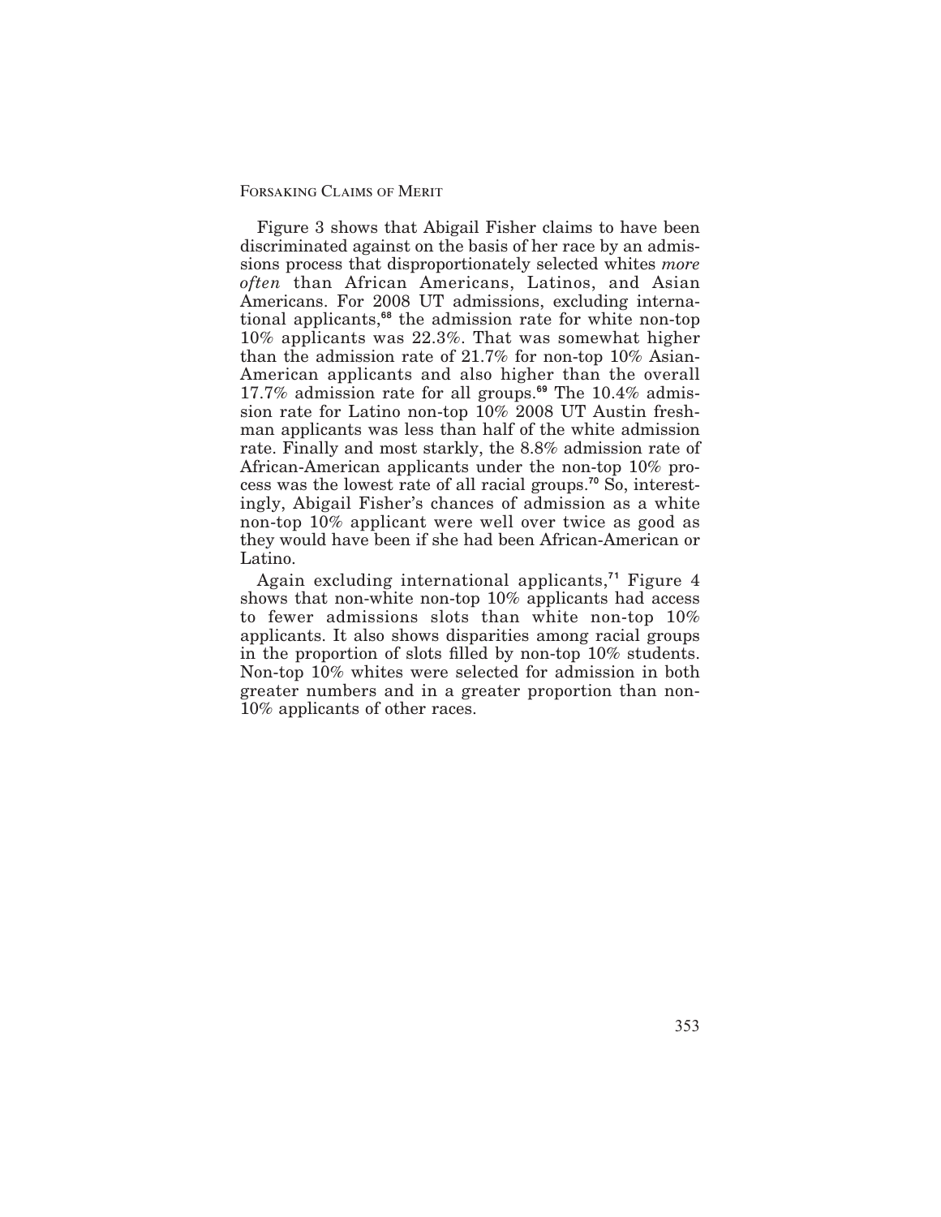Figure 3 shows that Abigail Fisher claims to have been discriminated against on the basis of her race by an admissions process that disproportionately selected whites *more often* than African Americans, Latinos, and Asian Americans. For 2008 UT admissions, excluding international applicants,[68] the admission rate for white non-top 10% applicants was 22.3%. That was somewhat higher than the admission rate of 21.7% for non-top 10% Asian-American applicants and also higher than the overall 17.7% admission rate for all groups.[69] The 10.4% admission rate for Latino non-top 10% 2008 UT Austin freshman applicants was less than half of the white admission rate. Finally and most starkly, the 8.8% admission rate of African-American applicants under the non-top 10% process was the lowest rate of all racial groups.[70] So, interestingly, Abigail Fisher's chances of admission as a white non-top 10% applicant were well over twice as good as they would have been if she had been African-American or Latino.

Again excluding international applicants,[71] Figure 4 shows that non-white non-top 10% applicants had access to fewer admissions slots than white non-top 10% applicants. It also shows disparities among racial groups in the proportion of slots filled by non-top 10% students. Non-top 10% whites were selected for admission in both greater numbers and in a greater proportion than non-10% applicants of other races.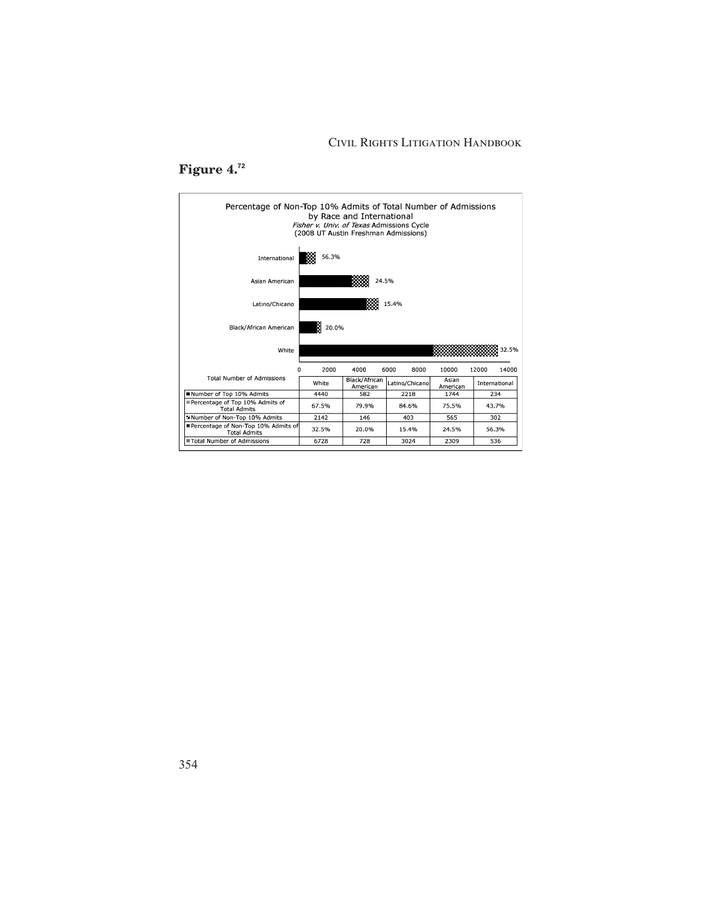**Figure 4.**[72]

Percentage of Non-Top 10% Admits of Total Number of Admissions by Race and International
*Fisher v. Univ. of Texas* Admissions Cycle
(2008 UT Austin Freshman Admissions)

| Total Number of Admissions | White | Black/African American | Latino/Chicano | Asian American | International |
|---|---|---|---|---|---|
| Number of Top 10% Admits | 4440 | 582 | 2218 | 1744 | 234 |
| Percentage of Top 10% Admits of Total Admits | 67.5% | 79.9% | 84.6% | 75.5% | 43.7% |
| Number of Non-Top 10% Admits | 2142 | 146 | 403 | 565 | 302 |
| Percentage of Non-Top 10% Admits of Total Admits | 32.5% | 20.0% | 15.4% | 24.5% | 56.3% |
| Total Number of Admissions | 6728 | 728 | 3024 | 2309 | 536 |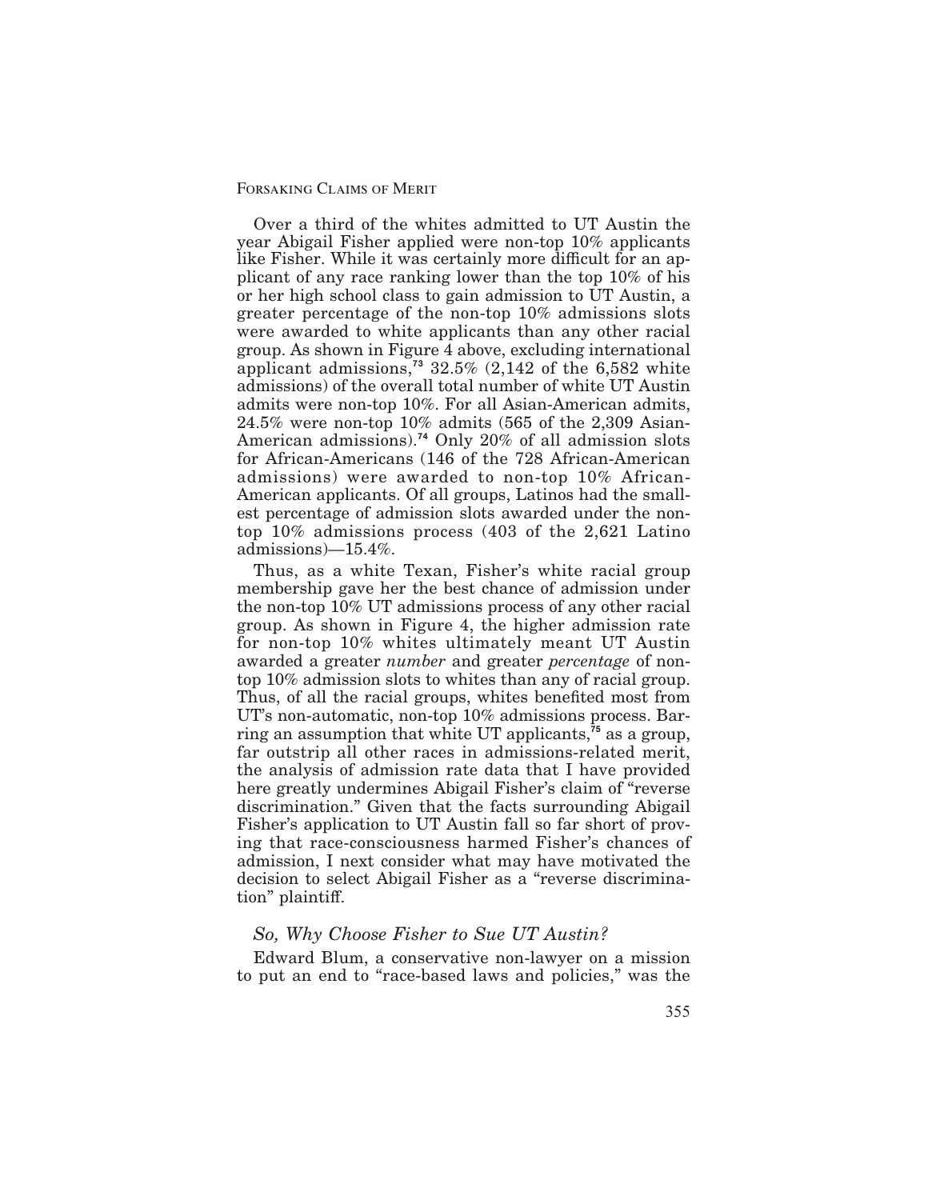Over a third of the whites admitted to UT Austin the year Abigail Fisher applied were non-top 10% applicants like Fisher. While it was certainly more difficult for an applicant of any race ranking lower than the top 10% of his or her high school class to gain admission to UT Austin, a greater percentage of the non-top 10% admissions slots were awarded to white applicants than any other racial group. As shown in Figure 4 above, excluding international applicant admissions,[73] 32.5% (2,142 of the 6,582 white admissions) of the overall total number of white UT Austin admits were non-top 10%. For all Asian-American admits, 24.5% were non-top 10% admits (565 of the 2,309 Asian-American admissions).[74] Only 20% of all admission slots for African-Americans (146 of the 728 African-American admissions) were awarded to non-top 10% African-American applicants. Of all groups, Latinos had the smallest percentage of admission slots awarded under the non-top 10% admissions process (403 of the 2,621 Latino admissions)—15.4%.

Thus, as a white Texan, Fisher's white racial group membership gave her the best chance of admission under the non-top 10% UT admissions process of any other racial group. As shown in Figure 4, the higher admission rate for non-top 10% whites ultimately meant UT Austin awarded a greater *number* and greater *percentage* of non-top 10% admission slots to whites than any of racial group. Thus, of all the racial groups, whites benefited most from UT's non-automatic, non-top 10% admissions process. Barring an assumption that white UT applicants,[75] as a group, far outstrip all other races in admissions-related merit, the analysis of admission rate data that I have provided here greatly undermines Abigail Fisher's claim of "reverse discrimination." Given that the facts surrounding Abigail Fisher's application to UT Austin fall so far short of proving that race-consciousness harmed Fisher's chances of admission, I next consider what may have motivated the decision to select Abigail Fisher as a "reverse discrimination" plaintiff.

### *So, Why Choose Fisher to Sue UT Austin?*

Edward Blum, a conservative non-lawyer on a mission to put an end to "race-based laws and policies," was the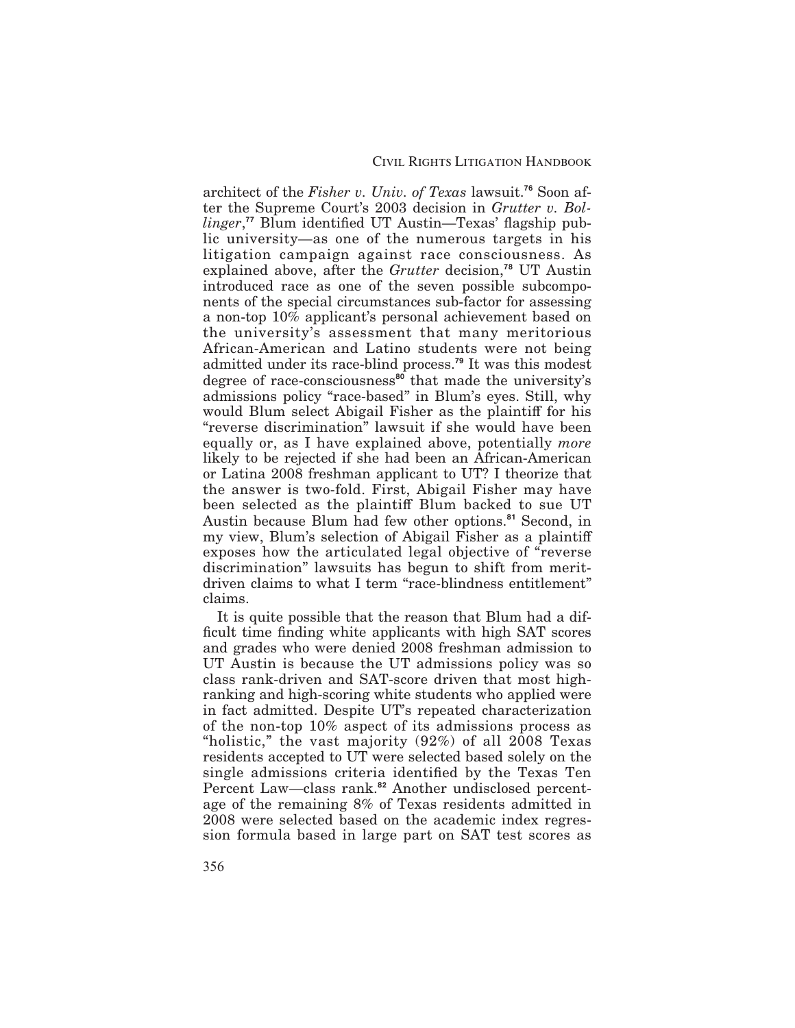architect of the *Fisher v. Univ. of Texas* lawsuit.[76] Soon after the Supreme Court's 2003 decision in *Grutter v. Bollinger*,[77] Blum identified UT Austin—Texas' flagship public university—as one of the numerous targets in his litigation campaign against race consciousness. As explained above, after the *Grutter* decision,[78] UT Austin introduced race as one of the seven possible subcomponents of the special circumstances sub-factor for assessing a non-top 10% applicant's personal achievement based on the university's assessment that many meritorious African-American and Latino students were not being admitted under its race-blind process.[79] It was this modest degree of race-consciousness[80] that made the university's admissions policy "race-based" in Blum's eyes. Still, why would Blum select Abigail Fisher as the plaintiff for his "reverse discrimination" lawsuit if she would have been equally or, as I have explained above, potentially *more* likely to be rejected if she had been an African-American or Latina 2008 freshman applicant to UT? I theorize that the answer is two-fold. First, Abigail Fisher may have been selected as the plaintiff Blum backed to sue UT Austin because Blum had few other options.[81] Second, in my view, Blum's selection of Abigail Fisher as a plaintiff exposes how the articulated legal objective of "reverse discrimination" lawsuits has begun to shift from merit-driven claims to what I term "race-blindness entitlement" claims.

It is quite possible that the reason that Blum had a difficult time finding white applicants with high SAT scores and grades who were denied 2008 freshman admission to UT Austin is because the UT admissions policy was so class rank-driven and SAT-score driven that most high-ranking and high-scoring white students who applied were in fact admitted. Despite UT's repeated characterization of the non-top 10% aspect of its admissions process as "holistic," the vast majority (92%) of all 2008 Texas residents accepted to UT were selected based solely on the single admissions criteria identified by the Texas Ten Percent Law—class rank.[82] Another undisclosed percentage of the remaining 8% of Texas residents admitted in 2008 were selected based on the academic index regression formula based in large part on SAT test scores as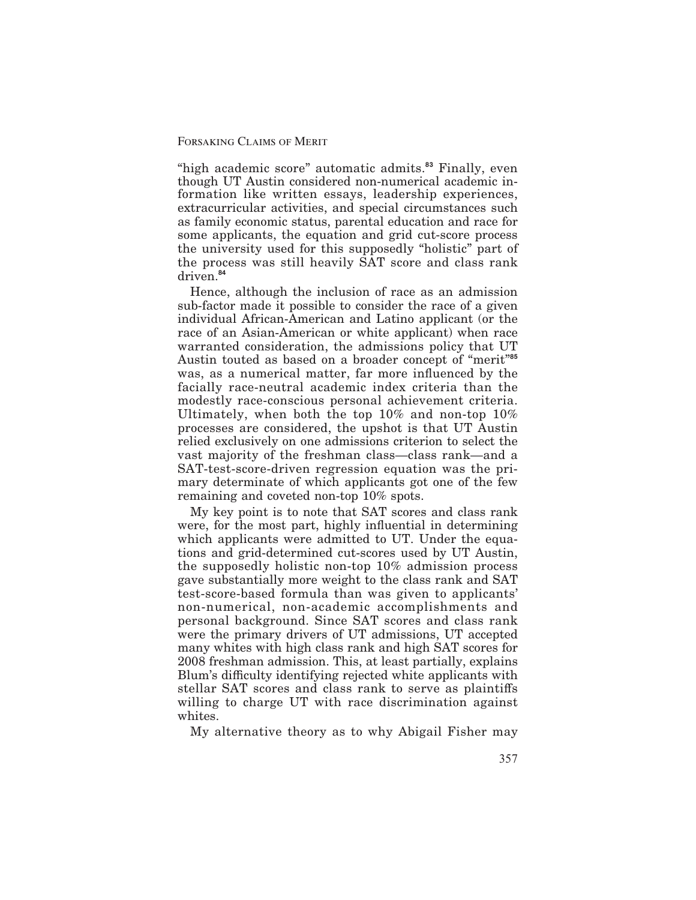"high academic score" automatic admits.[83] Finally, even though UT Austin considered non-numerical academic information like written essays, leadership experiences, extracurricular activities, and special circumstances such as family economic status, parental education and race for some applicants, the equation and grid cut-score process the university used for this supposedly "holistic" part of the process was still heavily SAT score and class rank driven.[84]

Hence, although the inclusion of race as an admission sub-factor made it possible to consider the race of a given individual African-American and Latino applicant (or the race of an Asian-American or white applicant) when race warranted consideration, the admissions policy that UT Austin touted as based on a broader concept of "merit"[85] was, as a numerical matter, far more influenced by the facially race-neutral academic index criteria than the modestly race-conscious personal achievement criteria. Ultimately, when both the top 10% and non-top 10% processes are considered, the upshot is that UT Austin relied exclusively on one admissions criterion to select the vast majority of the freshman class—class rank—and a SAT-test-score-driven regression equation was the primary determinate of which applicants got one of the few remaining and coveted non-top 10% spots.

My key point is to note that SAT scores and class rank were, for the most part, highly influential in determining which applicants were admitted to UT. Under the equations and grid-determined cut-scores used by UT Austin, the supposedly holistic non-top 10% admission process gave substantially more weight to the class rank and SAT test-score-based formula than was given to applicants' non-numerical, non-academic accomplishments and personal background. Since SAT scores and class rank were the primary drivers of UT admissions, UT accepted many whites with high class rank and high SAT scores for 2008 freshman admission. This, at least partially, explains Blum's difficulty identifying rejected white applicants with stellar SAT scores and class rank to serve as plaintiffs willing to charge UT with race discrimination against whites.

My alternative theory as to why Abigail Fisher may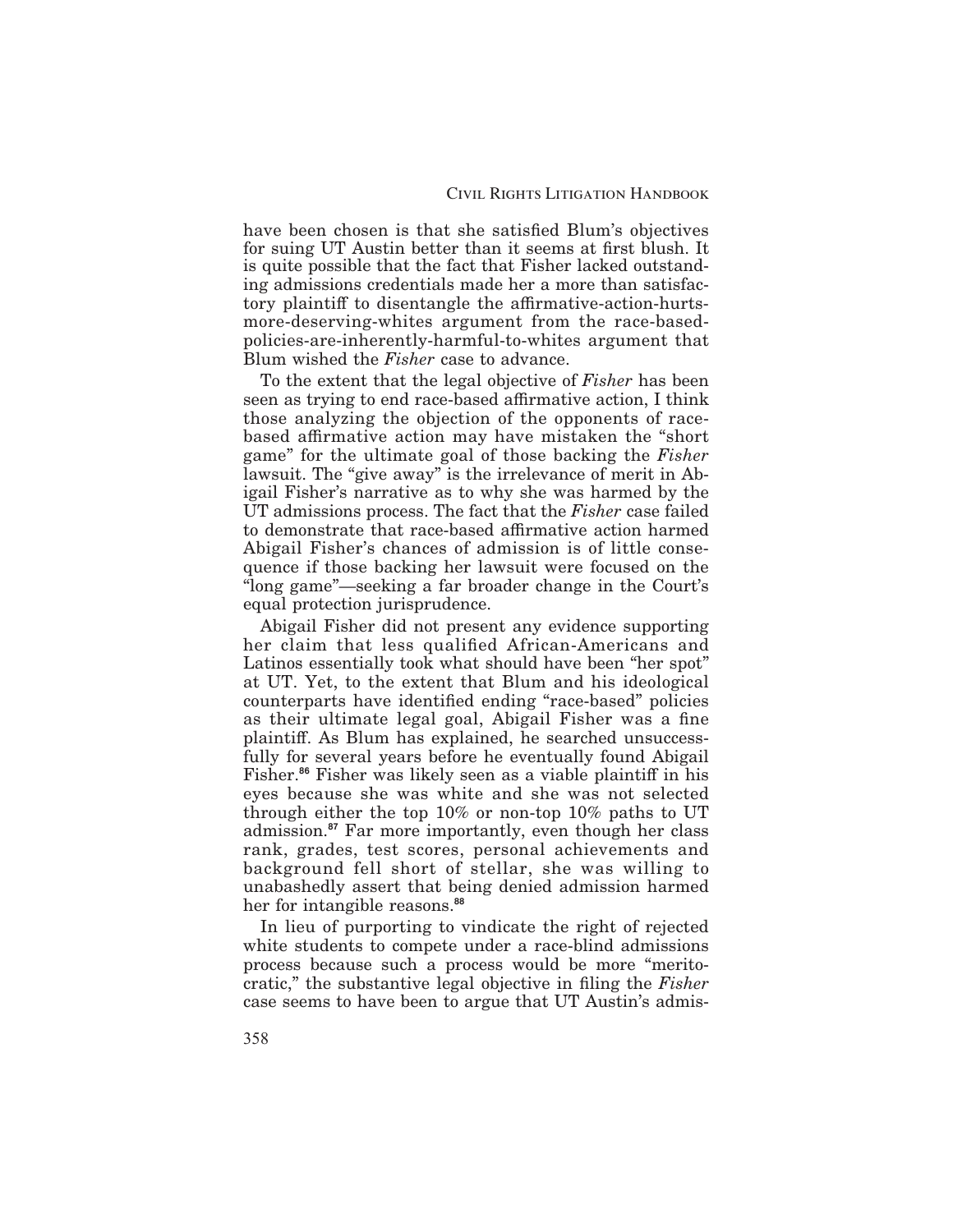have been chosen is that she satisfied Blum's objectives for suing UT Austin better than it seems at first blush. It is quite possible that the fact that Fisher lacked outstanding admissions credentials made her a more than satisfactory plaintiff to disentangle the affirmative-action-hurts-more-deserving-whites argument from the race-based-policies-are-inherently-harmful-to-whites argument that Blum wished the *Fisher* case to advance.

To the extent that the legal objective of *Fisher* has been seen as trying to end race-based affirmative action, I think those analyzing the objection of the opponents of race-based affirmative action may have mistaken the "short game" for the ultimate goal of those backing the *Fisher* lawsuit. The "give away" is the irrelevance of merit in Abigail Fisher's narrative as to why she was harmed by the UT admissions process. The fact that the *Fisher* case failed to demonstrate that race-based affirmative action harmed Abigail Fisher's chances of admission is of little consequence if those backing her lawsuit were focused on the "long game"—seeking a far broader change in the Court's equal protection jurisprudence.

Abigail Fisher did not present any evidence supporting her claim that less qualified African-Americans and Latinos essentially took what should have been "her spot" at UT. Yet, to the extent that Blum and his ideological counterparts have identified ending "race-based" policies as their ultimate legal goal, Abigail Fisher was a fine plaintiff. As Blum has explained, he searched unsuccessfully for several years before he eventually found Abigail Fisher.[86] Fisher was likely seen as a viable plaintiff in his eyes because she was white and she was not selected through either the top 10% or non-top 10% paths to UT admission.[87] Far more importantly, even though her class rank, grades, test scores, personal achievements and background fell short of stellar, she was willing to unabashedly assert that being denied admission harmed her for intangible reasons.[88]

In lieu of purporting to vindicate the right of rejected white students to compete under a race-blind admissions process because such a process would be more "meritocratic," the substantive legal objective in filing the *Fisher* case seems to have been to argue that UT Austin's admis-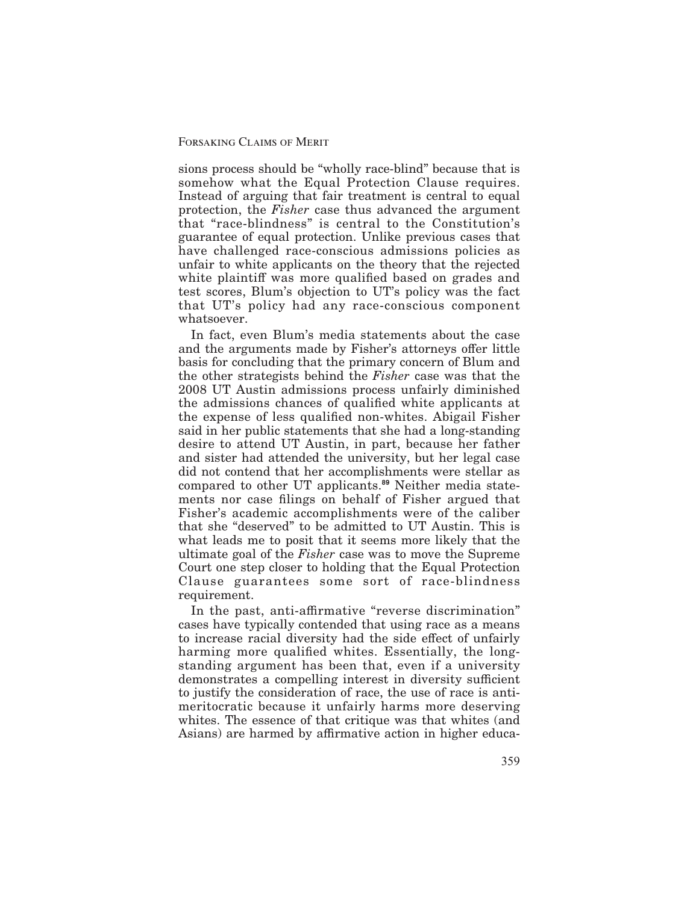sions process should be "wholly race-blind" because that is somehow what the Equal Protection Clause requires. Instead of arguing that fair treatment is central to equal protection, the *Fisher* case thus advanced the argument that "race-blindness" is central to the Constitution's guarantee of equal protection. Unlike previous cases that have challenged race-conscious admissions policies as unfair to white applicants on the theory that the rejected white plaintiff was more qualified based on grades and test scores, Blum's objection to UT's policy was the fact that UT's policy had any race-conscious component whatsoever.

In fact, even Blum's media statements about the case and the arguments made by Fisher's attorneys offer little basis for concluding that the primary concern of Blum and the other strategists behind the *Fisher* case was that the 2008 UT Austin admissions process unfairly diminished the admissions chances of qualified white applicants at the expense of less qualified non-whites. Abigail Fisher said in her public statements that she had a long-standing desire to attend UT Austin, in part, because her father and sister had attended the university, but her legal case did not contend that her accomplishments were stellar as compared to other UT applicants.[89] Neither media statements nor case filings on behalf of Fisher argued that Fisher's academic accomplishments were of the caliber that she "deserved" to be admitted to UT Austin. This is what leads me to posit that it seems more likely that the ultimate goal of the *Fisher* case was to move the Supreme Court one step closer to holding that the Equal Protection Clause guarantees some sort of race-blindness requirement.

In the past, anti-affirmative "reverse discrimination" cases have typically contended that using race as a means to increase racial diversity had the side effect of unfairly harming more qualified whites. Essentially, the long-standing argument has been that, even if a university demonstrates a compelling interest in diversity sufficient to justify the consideration of race, the use of race is anti-meritocratic because it unfairly harms more deserving whites. The essence of that critique was that whites (and Asians) are harmed by affirmative action in higher educa-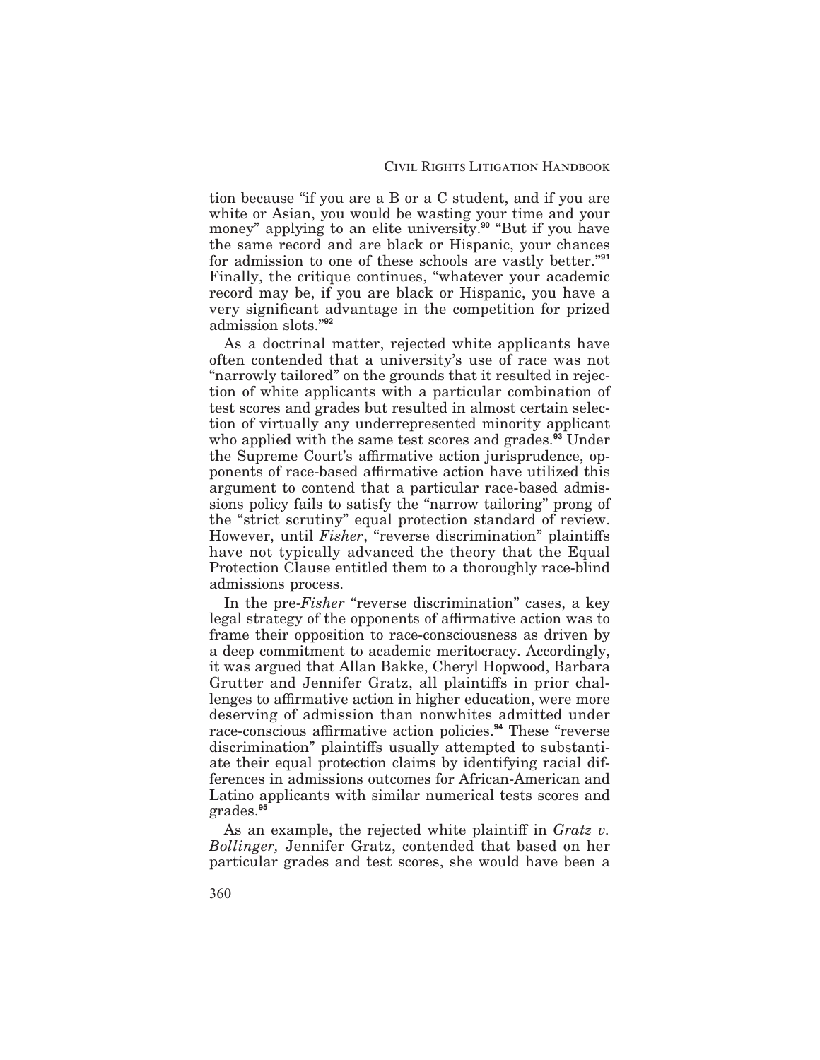tion because "if you are a B or a C student, and if you are white or Asian, you would be wasting your time and your money" applying to an elite university.[90] "But if you have the same record and are black or Hispanic, your chances for admission to one of these schools are vastly better."[91] Finally, the critique continues, "whatever your academic record may be, if you are black or Hispanic, you have a very significant advantage in the competition for prized admission slots."[92]

As a doctrinal matter, rejected white applicants have often contended that a university's use of race was not "narrowly tailored" on the grounds that it resulted in rejection of white applicants with a particular combination of test scores and grades but resulted in almost certain selection of virtually any underrepresented minority applicant who applied with the same test scores and grades.[93] Under the Supreme Court's affirmative action jurisprudence, opponents of race-based affirmative action have utilized this argument to contend that a particular race-based admissions policy fails to satisfy the "narrow tailoring" prong of the "strict scrutiny" equal protection standard of review. However, until *Fisher*, "reverse discrimination" plaintiffs have not typically advanced the theory that the Equal Protection Clause entitled them to a thoroughly race-blind admissions process.

In the pre-*Fisher* "reverse discrimination" cases, a key legal strategy of the opponents of affirmative action was to frame their opposition to race-consciousness as driven by a deep commitment to academic meritocracy. Accordingly, it was argued that Allan Bakke, Cheryl Hopwood, Barbara Grutter and Jennifer Gratz, all plaintiffs in prior challenges to affirmative action in higher education, were more deserving of admission than nonwhites admitted under race-conscious affirmative action policies.[94] These "reverse discrimination" plaintiffs usually attempted to substantiate their equal protection claims by identifying racial differences in admissions outcomes for African-American and Latino applicants with similar numerical tests scores and grades.[95]

As an example, the rejected white plaintiff in *Gratz v. Bollinger,* Jennifer Gratz, contended that based on her particular grades and test scores, she would have been a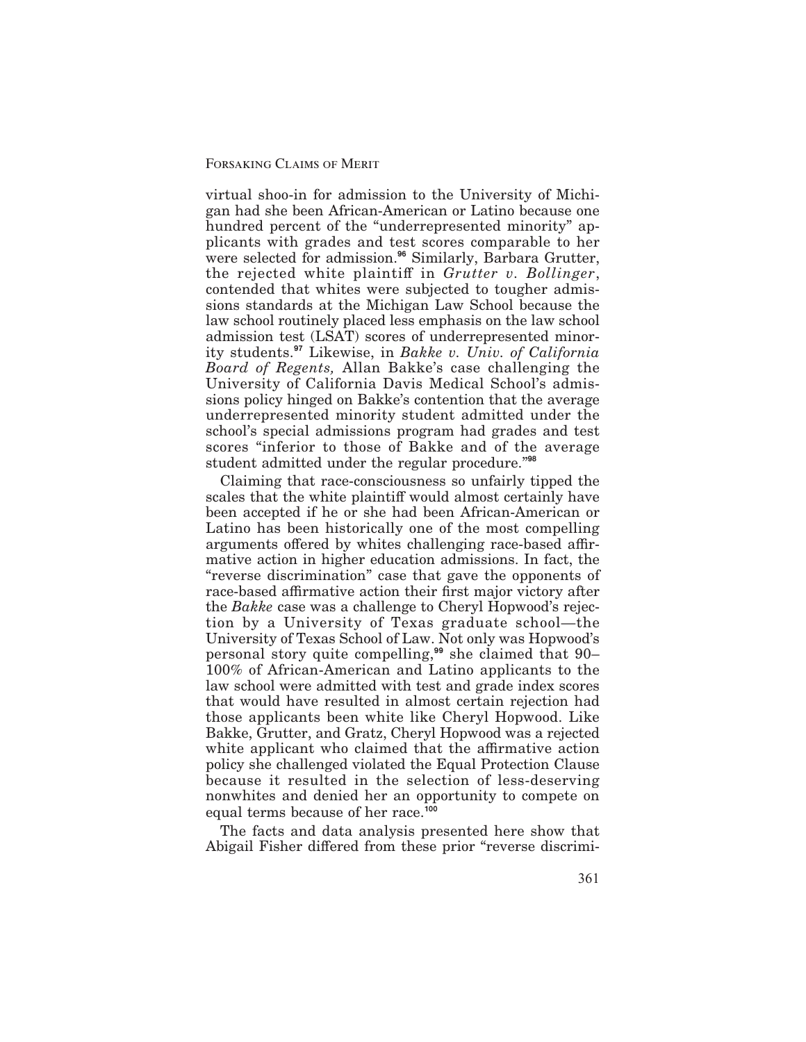virtual shoo-in for admission to the University of Michigan had she been African-American or Latino because one hundred percent of the "underrepresented minority" applicants with grades and test scores comparable to her were selected for admission.[96] Similarly, Barbara Grutter, the rejected white plaintiff in *Grutter v. Bollinger*, contended that whites were subjected to tougher admissions standards at the Michigan Law School because the law school routinely placed less emphasis on the law school admission test (LSAT) scores of underrepresented minority students.[97] Likewise, in *Bakke v. Univ. of California Board of Regents,* Allan Bakke's case challenging the University of California Davis Medical School's admissions policy hinged on Bakke's contention that the average underrepresented minority student admitted under the school's special admissions program had grades and test scores "inferior to those of Bakke and of the average student admitted under the regular procedure."[98]

Claiming that race-consciousness so unfairly tipped the scales that the white plaintiff would almost certainly have been accepted if he or she had been African-American or Latino has been historically one of the most compelling arguments offered by whites challenging race-based affirmative action in higher education admissions. In fact, the "reverse discrimination" case that gave the opponents of race-based affirmative action their first major victory after the *Bakke* case was a challenge to Cheryl Hopwood's rejection by a University of Texas graduate school—the University of Texas School of Law. Not only was Hopwood's personal story quite compelling,[99] she claimed that 90–100% of African-American and Latino applicants to the law school were admitted with test and grade index scores that would have resulted in almost certain rejection had those applicants been white like Cheryl Hopwood. Like Bakke, Grutter, and Gratz, Cheryl Hopwood was a rejected white applicant who claimed that the affirmative action policy she challenged violated the Equal Protection Clause because it resulted in the selection of less-deserving nonwhites and denied her an opportunity to compete on equal terms because of her race.[100]

The facts and data analysis presented here show that Abigail Fisher differed from these prior "reverse discrimi-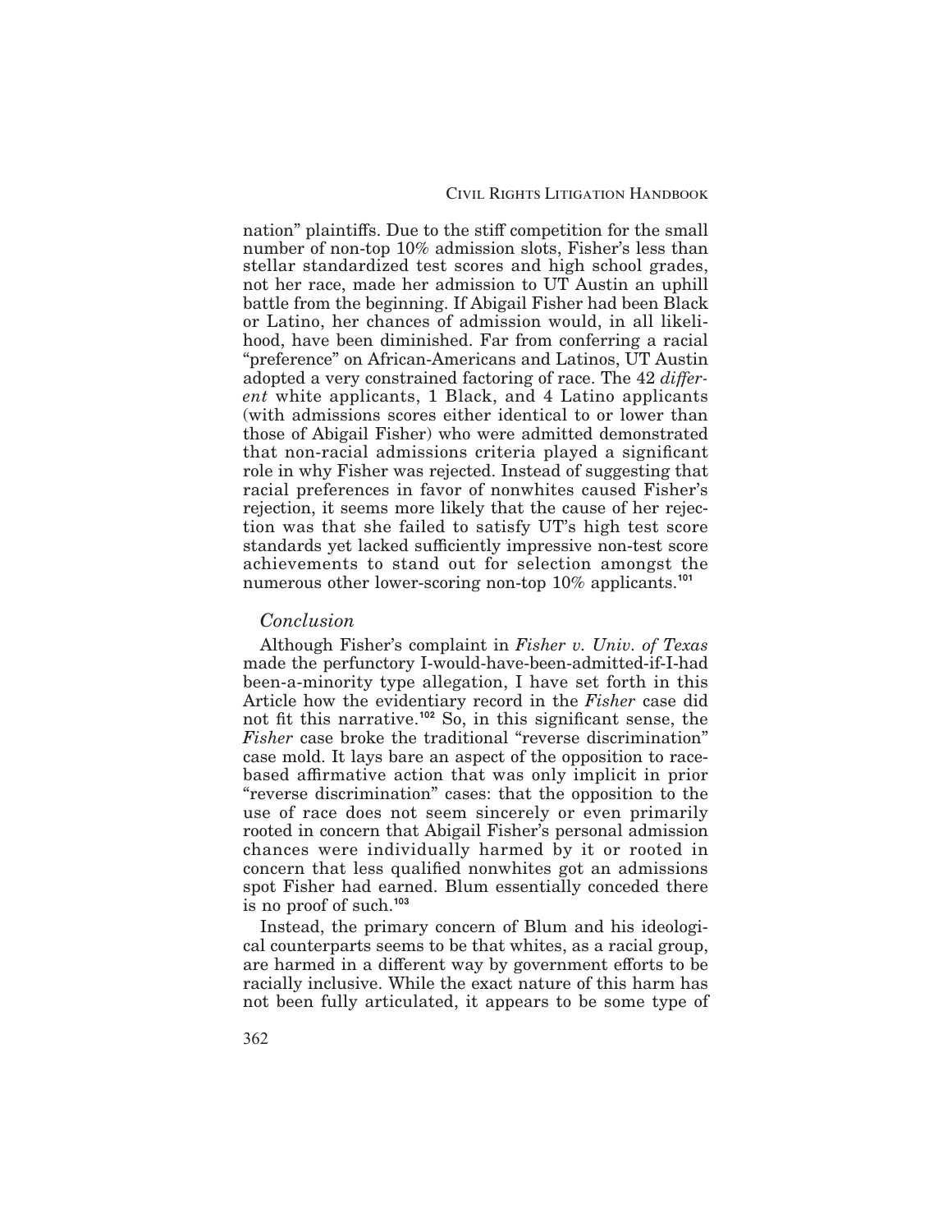nation" plaintiffs. Due to the stiff competition for the small number of non-top 10% admission slots, Fisher's less than stellar standardized test scores and high school grades, not her race, made her admission to UT Austin an uphill battle from the beginning. If Abigail Fisher had been Black or Latino, her chances of admission would, in all likelihood, have been diminished. Far from conferring a racial "preference" on African-Americans and Latinos, UT Austin adopted a very constrained factoring of race. The 42 *different* white applicants, 1 Black, and 4 Latino applicants (with admissions scores either identical to or lower than those of Abigail Fisher) who were admitted demonstrated that non-racial admissions criteria played a significant role in why Fisher was rejected. Instead of suggesting that racial preferences in favor of nonwhites caused Fisher's rejection, it seems more likely that the cause of her rejection was that she failed to satisfy UT's high test score standards yet lacked sufficiently impressive non-test score achievements to stand out for selection amongst the numerous other lower-scoring non-top 10% applicants.[101]

### *Conclusion*

Although Fisher's complaint in *Fisher v. Univ. of Texas* made the perfunctory I-would-have-been-admitted-if-I-had been-a-minority type allegation, I have set forth in this Article how the evidentiary record in the *Fisher* case did not fit this narrative.[102] So, in this significant sense, the *Fisher* case broke the traditional "reverse discrimination" case mold. It lays bare an aspect of the opposition to race-based affirmative action that was only implicit in prior "reverse discrimination" cases: that the opposition to the use of race does not seem sincerely or even primarily rooted in concern that Abigail Fisher's personal admission chances were individually harmed by it or rooted in concern that less qualified nonwhites got an admissions spot Fisher had earned. Blum essentially conceded there is no proof of such.[103]

Instead, the primary concern of Blum and his ideological counterparts seems to be that whites, as a racial group, are harmed in a different way by government efforts to be racially inclusive. While the exact nature of this harm has not been fully articulated, it appears to be some type of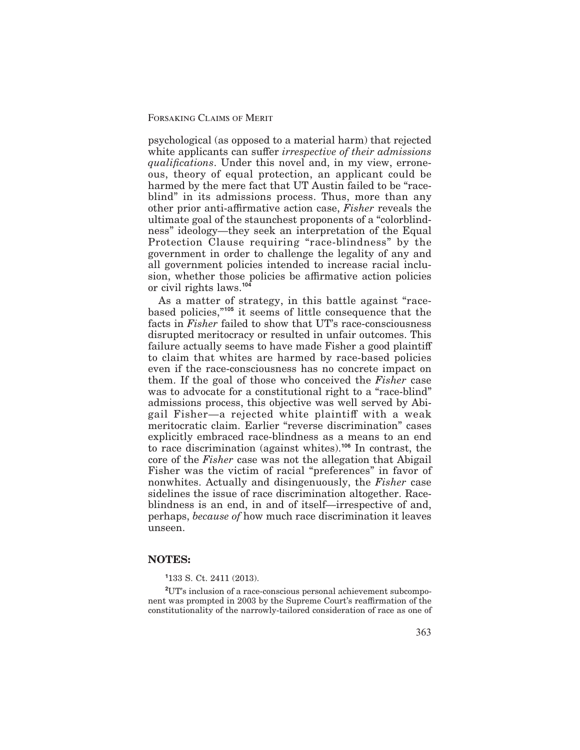psychological (as opposed to a material harm) that rejected white applicants can suffer *irrespective of their admissions qualifications*. Under this novel and, in my view, erroneous, theory of equal protection, an applicant could be harmed by the mere fact that UT Austin failed to be "race-blind" in its admissions process. Thus, more than any other prior anti-affirmative action case, *Fisher* reveals the ultimate goal of the staunchest proponents of a "colorblindness" ideology—they seek an interpretation of the Equal Protection Clause requiring "race-blindness" by the government in order to challenge the legality of any and all government policies intended to increase racial inclusion, whether those policies be affirmative action policies or civil rights laws.[104]

As a matter of strategy, in this battle against "race-based policies,"[105] it seems of little consequence that the facts in *Fisher* failed to show that UT's race-consciousness disrupted meritocracy or resulted in unfair outcomes. This failure actually seems to have made Fisher a good plaintiff to claim that whites are harmed by race-based policies even if the race-consciousness has no concrete impact on them. If the goal of those who conceived the *Fisher* case was to advocate for a constitutional right to a "race-blind" admissions process, this objective was well served by Abigail Fisher—a rejected white plaintiff with a weak meritocratic claim. Earlier "reverse discrimination" cases explicitly embraced race-blindness as a means to an end to race discrimination (against whites).[106] In contrast, the core of the *Fisher* case was not the allegation that Abigail Fisher was the victim of racial "preferences" in favor of nonwhites. Actually and disingenuously, the *Fisher* case sidelines the issue of race discrimination altogether. Race-blindness is an end, in and of itself—irrespective of and, perhaps, *because of* how much race discrimination it leaves unseen.

## NOTES:

[1]133 S. Ct. 2411 (2013).

[2]UT's inclusion of a race-conscious personal achievement subcomponent was prompted in 2003 by the Supreme Court's reaffirmation of the constitutionality of the narrowly-tailored consideration of race as one of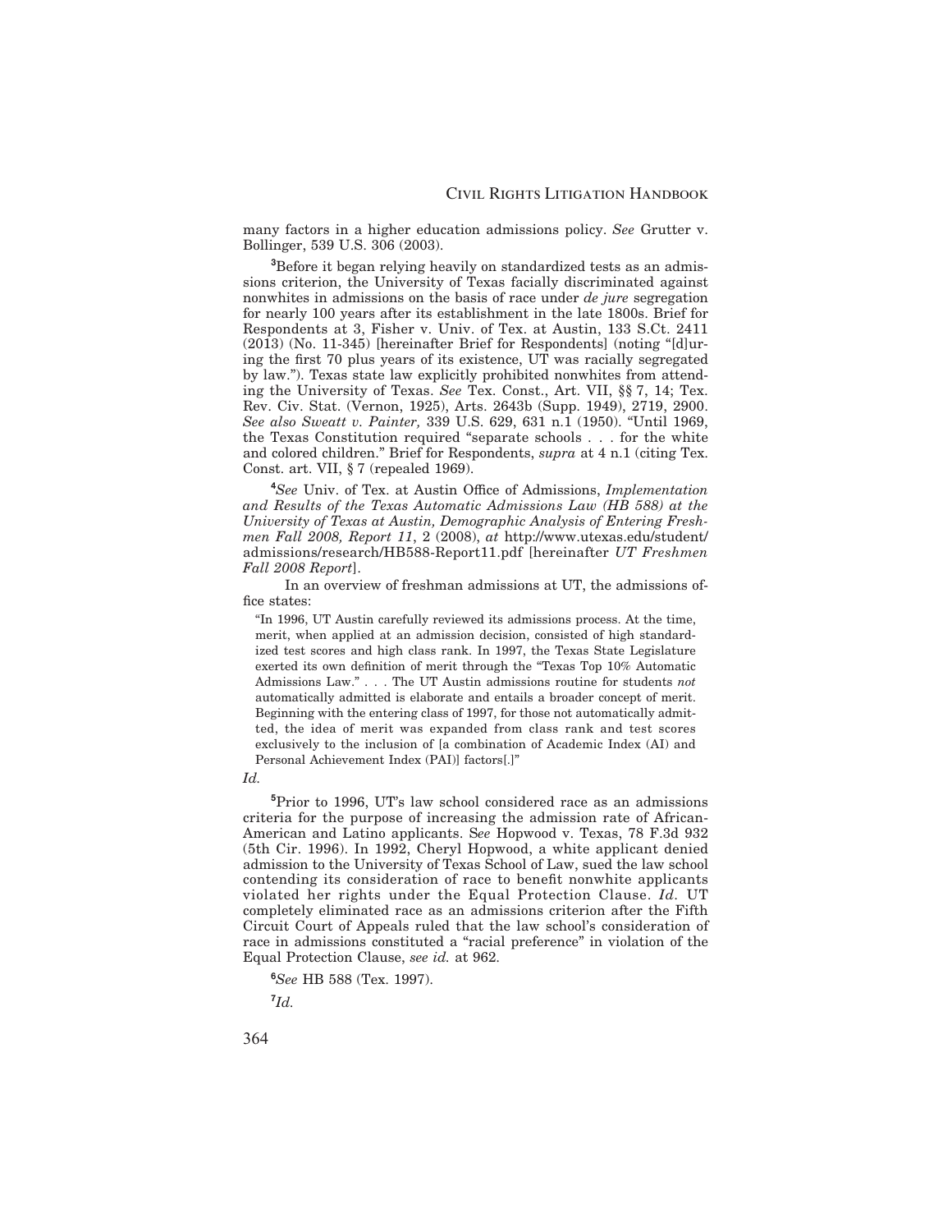many factors in a higher education admissions policy. *See* Grutter v. Bollinger, 539 U.S. 306 (2003).

[3]Before it began relying heavily on standardized tests as an admissions criterion, the University of Texas facially discriminated against nonwhites in admissions on the basis of race under *de jure* segregation for nearly 100 years after its establishment in the late 1800s. Brief for Respondents at 3, Fisher v. Univ. of Tex. at Austin, 133 S.Ct. 2411 (2013) (No. 11-345) [hereinafter Brief for Respondents] (noting "[d]uring the first 70 plus years of its existence, UT was racially segregated by law."). Texas state law explicitly prohibited nonwhites from attending the University of Texas. *See* Tex. Const., Art. VII, §§ 7, 14; Tex. Rev. Civ. Stat. (Vernon, 1925), Arts. 2643b (Supp. 1949), 2719, 2900. *See also Sweatt v. Painter,* 339 U.S. 629, 631 n.1 (1950). "Until 1969, the Texas Constitution required "separate schools . . . for the white and colored children." Brief for Respondents, *supra* at 4 n.1 (citing Tex. Const. art. VII, § 7 (repealed 1969).

[4]*See* Univ. of Tex. at Austin Office of Admissions, *Implementation and Results of the Texas Automatic Admissions Law (HB 588) at the University of Texas at Austin, Demographic Analysis of Entering Freshmen Fall 2008, Report 11*, 2 (2008), *at* http://www.utexas.edu/student/admissions/research/HB588-Report11.pdf [hereinafter *UT Freshmen Fall 2008 Report*].

In an overview of freshman admissions at UT, the admissions office states:

> "In 1996, UT Austin carefully reviewed its admissions process. At the time, merit, when applied at an admission decision, consisted of high standardized test scores and high class rank. In 1997, the Texas State Legislature exerted its own definition of merit through the "Texas Top 10% Automatic Admissions Law." . . . The UT Austin admissions routine for students *not* automatically admitted is elaborate and entails a broader concept of merit. Beginning with the entering class of 1997, for those not automatically admitted, the idea of merit was expanded from class rank and test scores exclusively to the inclusion of [a combination of Academic Index (AI) and Personal Achievement Index (PAI)] factors[.]"

*Id.*

[5]Prior to 1996, UT's law school considered race as an admissions criteria for the purpose of increasing the admission rate of African-American and Latino applicants. S*ee* Hopwood v. Texas, 78 F.3d 932 (5th Cir. 1996). In 1992, Cheryl Hopwood, a white applicant denied admission to the University of Texas School of Law, sued the law school contending its consideration of race to benefit nonwhite applicants violated her rights under the Equal Protection Clause. *Id*. UT completely eliminated race as an admissions criterion after the Fifth Circuit Court of Appeals ruled that the law school's consideration of race in admissions constituted a "racial preference" in violation of the Equal Protection Clause, *see id.* at 962.

[6]*See* HB 588 (Tex. 1997).

[7]*Id.*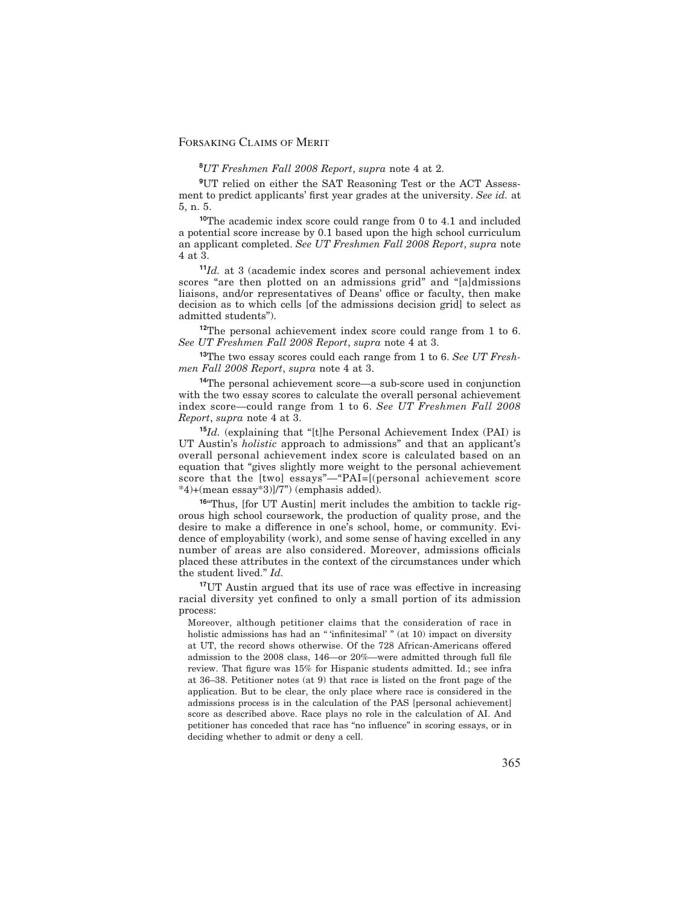[8]*UT Freshmen Fall 2008 Report*, *supra* note 4 at 2.

[9]UT relied on either the SAT Reasoning Test or the ACT Assessment to predict applicants' first year grades at the university. *See id.* at 5, n. 5.

[10]The academic index score could range from 0 to 4.1 and included a potential score increase by 0.1 based upon the high school curriculum an applicant completed. *See UT Freshmen Fall 2008 Report*, *supra* note 4 at 3.

[11]*Id.* at 3 (academic index scores and personal achievement index scores "are then plotted on an admissions grid" and "[a]dmissions liaisons, and/or representatives of Deans' office or faculty, then make decision as to which cells [of the admissions decision grid] to select as admitted students").

[12]The personal achievement index score could range from 1 to 6. *See UT Freshmen Fall 2008 Report*, *supra* note 4 at 3.

[13]The two essay scores could each range from 1 to 6. *See UT Freshmen Fall 2008 Report*, *supra* note 4 at 3.

[14]The personal achievement score—a sub-score used in conjunction with the two essay scores to calculate the overall personal achievement index score—could range from 1 to 6. *See UT Freshmen Fall 2008 Report*, *supra* note 4 at 3.

[15]*Id.* (explaining that "[t]he Personal Achievement Index (PAI) is UT Austin's *holistic* approach to admissions" and that an applicant's overall personal achievement index score is calculated based on an equation that "gives slightly more weight to the personal achievement score that the [two] essays"—"PAI=[(personal achievement score *4)+(mean essay*3)]/7") (emphasis added).

[16]"Thus, [for UT Austin] merit includes the ambition to tackle rigorous high school coursework, the production of quality prose, and the desire to make a difference in one's school, home, or community. Evidence of employability (work), and some sense of having excelled in any number of areas are also considered. Moreover, admissions officials placed these attributes in the context of the circumstances under which the student lived." *Id.*

[17]UT Austin argued that its use of race was effective in increasing racial diversity yet confined to only a small portion of its admission process:

> Moreover, although petitioner claims that the consideration of race in holistic admissions has had an " 'infinitesimal' " (at 10) impact on diversity at UT, the record shows otherwise. Of the 728 African-Americans offered admission to the 2008 class, 146—or 20%—were admitted through full file review. That figure was 15% for Hispanic students admitted. Id.; see infra at 36–38. Petitioner notes (at 9) that race is listed on the front page of the application. But to be clear, the only place where race is considered in the admissions process is in the calculation of the PAS [personal achievement] score as described above. Race plays no role in the calculation of AI. And petitioner has conceded that race has "no influence" in scoring essays, or in deciding whether to admit or deny a cell.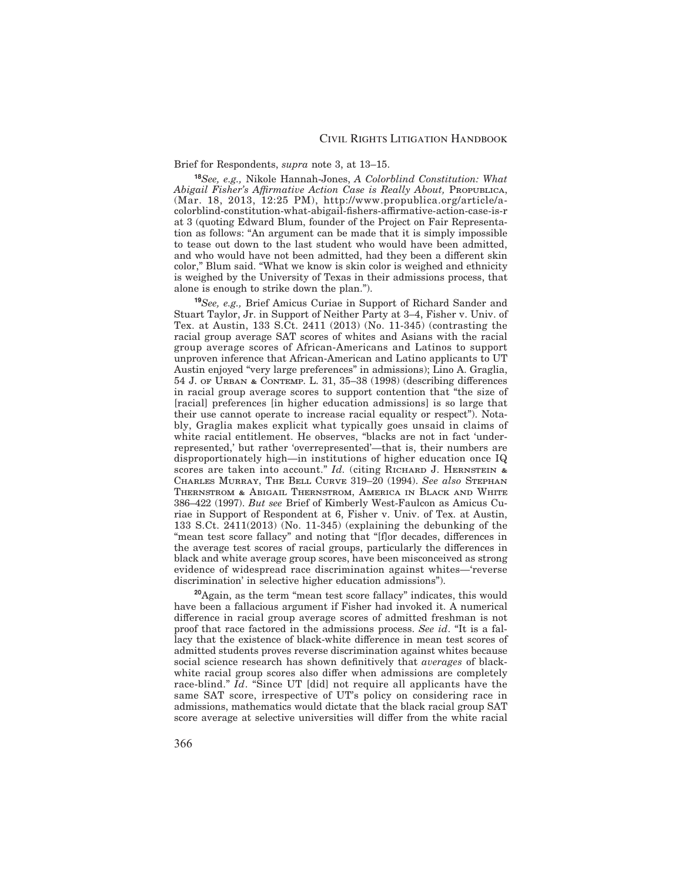Brief for Respondents, *supra* note 3, at 13–15.

[18]*See, e.g.,* Nikole Hannah-Jones, *A Colorblind Constitution: What Abigail Fisher's Affirmative Action Case is Really About,* PROPUBLICA, (Mar. 18, 2013, 12:25 PM), http://www.propublica.org/article/a-colorblind-constitution-what-abigail-fishers-affirmative-action-case-is-r at 3 (quoting Edward Blum, founder of the Project on Fair Representation as follows: "An argument can be made that it is simply impossible to tease out down to the last student who would have been admitted, and who would have not been admitted, had they been a different skin color," Blum said. "What we know is skin color is weighed and ethnicity is weighed by the University of Texas in their admissions process, that alone is enough to strike down the plan.").

[19]*See, e.g.,* Brief Amicus Curiae in Support of Richard Sander and Stuart Taylor, Jr. in Support of Neither Party at 3–4, Fisher v. Univ. of Tex. at Austin, 133 S.Ct. 2411 (2013) (No. 11-345) (contrasting the racial group average SAT scores of whites and Asians with the racial group average scores of African-Americans and Latinos to support unproven inference that African-American and Latino applicants to UT Austin enjoyed "very large preferences" in admissions); Lino A. Graglia, 54 J. OF URBAN & CONTEMP. L. 31, 35–38 (1998) (describing differences in racial group average scores to support contention that "the size of [racial] preferences [in higher education admissions] is so large that their use cannot operate to increase racial equality or respect"). Notably, Graglia makes explicit what typically goes unsaid in claims of white racial entitlement. He observes, "blacks are not in fact 'underrepresented,' but rather 'overrepresented'—that is, their numbers are disproportionately high—in institutions of higher education once IQ scores are taken into account." *Id.* (citing RICHARD J. HERNSTEIN & CHARLES MURRAY, THE BELL CURVE 319–20 (1994). *See also* STEPHAN THERNSTROM & ABIGAIL THERNSTROM, AMERICA IN BLACK AND WHITE 386–422 (1997). *But see* Brief of Kimberly West-Faulcon as Amicus Curiae in Support of Respondent at 6, Fisher v. Univ. of Tex. at Austin, 133 S.Ct. 2411(2013) (No. 11-345) (explaining the debunking of the "mean test score fallacy" and noting that "[f]or decades, differences in the average test scores of racial groups, particularly the differences in black and white average group scores, have been misconceived as strong evidence of widespread race discrimination against whites—'reverse discrimination' in selective higher education admissions").

[20]Again, as the term "mean test score fallacy" indicates, this would have been a fallacious argument if Fisher had invoked it. A numerical difference in racial group average scores of admitted freshman is not proof that race factored in the admissions process. *See id*. "It is a fallacy that the existence of black-white difference in mean test scores of admitted students proves reverse discrimination against whites because social science research has shown definitively that *averages* of black-white racial group scores also differ when admissions are completely race-blind." *Id*. "Since UT [did] not require all applicants have the same SAT score, irrespective of UT's policy on considering race in admissions, mathematics would dictate that the black racial group SAT score average at selective universities will differ from the white racial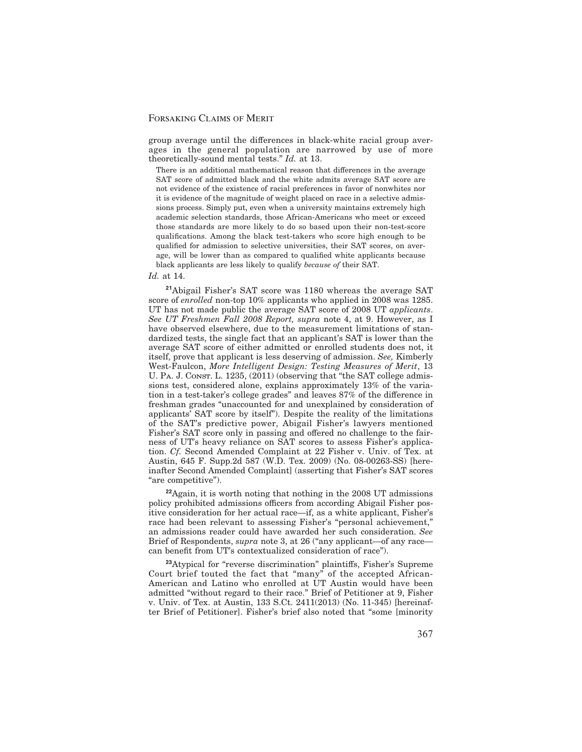group average until the differences in black-white racial group averages in the general population are narrowed by use of more theoretically-sound mental tests." *Id.* at 13.

> There is an additional mathematical reason that differences in the average SAT score of admitted black and the white admits average SAT score are not evidence of the existence of racial preferences in favor of nonwhites nor it is evidence of the magnitude of weight placed on race in a selective admissions process. Simply put, even when a university maintains extremely high academic selection standards, those African-Americans who meet or exceed those standards are more likely to do so based upon their non-test-score qualifications. Among the black test-takers who score high enough to be qualified for admission to selective universities, their SAT scores, on average, will be lower than as compared to qualified white applicants because black applicants are less likely to qualify *because of* their SAT.

*Id.* at 14.

[21]Abigail Fisher's SAT score was 1180 whereas the average SAT score of *enrolled* non-top 10% applicants who applied in 2008 was 1285. UT has not made public the average SAT score of 2008 UT *applicants*. *See UT Freshmen Fall 2008 Report, supra* note 4, at 9. However, as I have observed elsewhere, due to the measurement limitations of standardized tests, the single fact that an applicant's SAT is lower than the average SAT score of either admitted or enrolled students does not, it itself, prove that applicant is less deserving of admission. *See,* Kimberly West-Faulcon, *More Intelligent Design: Testing Measures of Merit*, 13 U. Pa. J. Const. L. 1235, (2011) (observing that "the SAT college admissions test, considered alone, explains approximately 13% of the variation in a test-taker's college grades" and leaves 87% of the difference in freshman grades "unaccounted for and unexplained by consideration of applicants' SAT score by itself"). Despite the reality of the limitations of the SAT's predictive power, Abigail Fisher's lawyers mentioned Fisher's SAT score only in passing and offered no challenge to the fairness of UT's heavy reliance on SAT scores to assess Fisher's application. *Cf.* Second Amended Complaint at 22 Fisher v. Univ. of Tex. at Austin, 645 F. Supp.2d 587 (W.D. Tex. 2009) (No. 08-00263-SS) [hereinafter Second Amended Complaint] (asserting that Fisher's SAT scores "are competitive").

[22]Again, it is worth noting that nothing in the 2008 UT admissions policy prohibited admissions officers from according Abigail Fisher positive consideration for her actual race—if, as a white applicant, Fisher's race had been relevant to assessing Fisher's "personal achievement," an admissions reader could have awarded her such consideration. *See* Brief of Respondents, *supra* note 3, at 26 ("any applicant—of any race—can benefit from UT's contextualized consideration of race").

[23]Atypical for "reverse discrimination" plaintiffs, Fisher's Supreme Court brief touted the fact that "many" of the accepted African-American and Latino who enrolled at UT Austin would have been admitted "without regard to their race." Brief of Petitioner at 9, Fisher v. Univ. of Tex. at Austin, 133 S.Ct. 2411(2013) (No. 11-345) [hereinafter Brief of Petitioner]. Fisher's brief also noted that "some [minority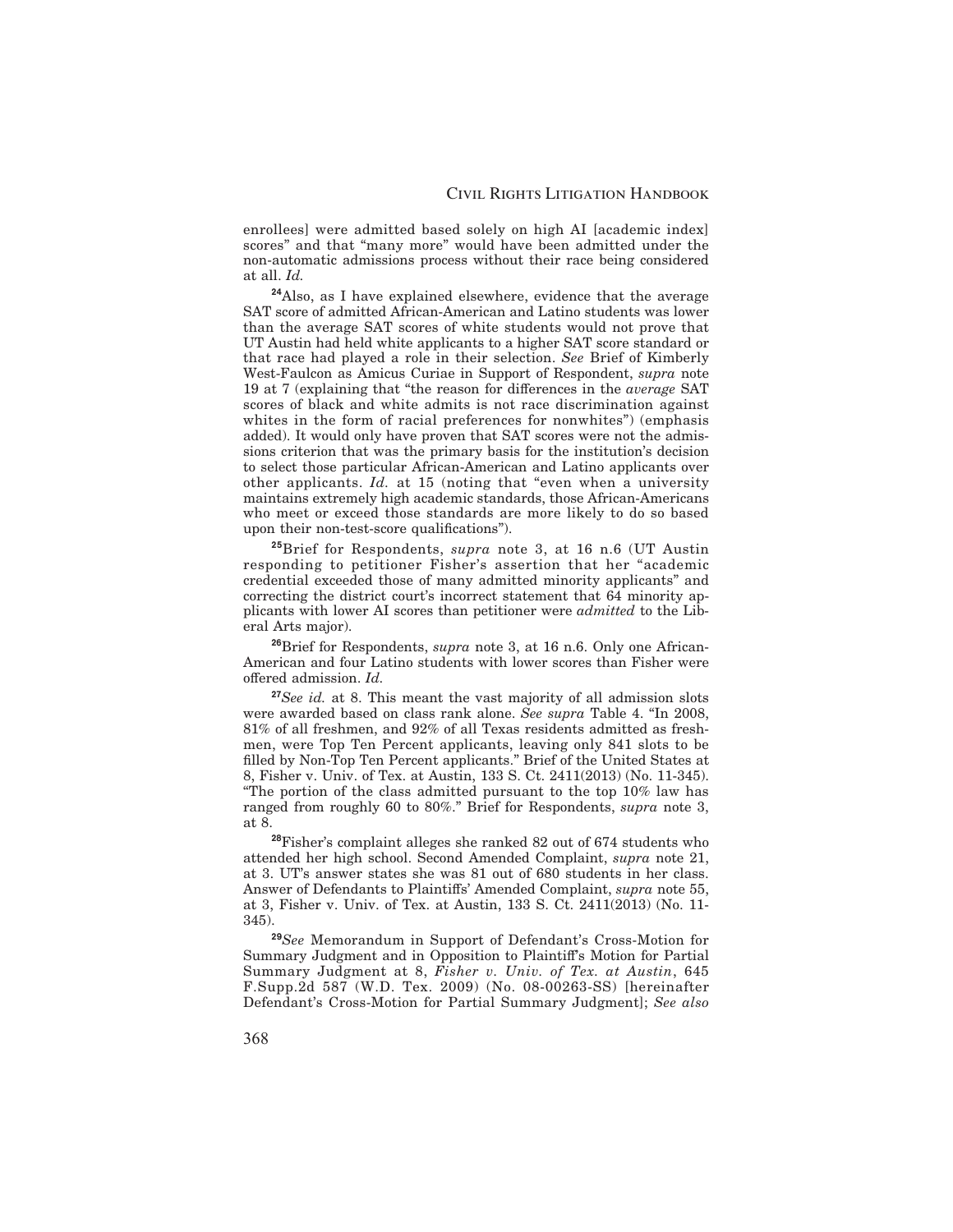enrollees] were admitted based solely on high AI [academic index] scores" and that "many more" would have been admitted under the non-automatic admissions process without their race being considered at all. *Id.*

[24]Also, as I have explained elsewhere, evidence that the average SAT score of admitted African-American and Latino students was lower than the average SAT scores of white students would not prove that UT Austin had held white applicants to a higher SAT score standard or that race had played a role in their selection. *See* Brief of Kimberly West-Faulcon as Amicus Curiae in Support of Respondent, *supra* note 19 at 7 (explaining that "the reason for differences in the *average* SAT scores of black and white admits is not race discrimination against whites in the form of racial preferences for nonwhites") (emphasis added). It would only have proven that SAT scores were not the admissions criterion that was the primary basis for the institution's decision to select those particular African-American and Latino applicants over other applicants. *Id.* at 15 (noting that "even when a university maintains extremely high academic standards, those African-Americans who meet or exceed those standards are more likely to do so based upon their non-test-score qualifications").

[25]Brief for Respondents, *supra* note 3, at 16 n.6 (UT Austin responding to petitioner Fisher's assertion that her "academic credential exceeded those of many admitted minority applicants" and correcting the district court's incorrect statement that 64 minority applicants with lower AI scores than petitioner were *admitted* to the Liberal Arts major).

[26]Brief for Respondents, *supra* note 3, at 16 n.6. Only one African-American and four Latino students with lower scores than Fisher were offered admission. *Id.*

[27]*See id.* at 8. This meant the vast majority of all admission slots were awarded based on class rank alone. *See supra* Table 4. "In 2008, 81% of all freshmen, and 92% of all Texas residents admitted as freshmen, were Top Ten Percent applicants, leaving only 841 slots to be filled by Non-Top Ten Percent applicants." Brief of the United States at 8, Fisher v. Univ. of Tex. at Austin, 133 S. Ct. 2411(2013) (No. 11-345). "The portion of the class admitted pursuant to the top 10% law has ranged from roughly 60 to 80%." Brief for Respondents, *supra* note 3, at 8.

[28]Fisher's complaint alleges she ranked 82 out of 674 students who attended her high school. Second Amended Complaint, *supra* note 21, at 3. UT's answer states she was 81 out of 680 students in her class. Answer of Defendants to Plaintiffs' Amended Complaint, *supra* note 55, at 3, Fisher v. Univ. of Tex. at Austin, 133 S. Ct. 2411(2013) (No. 11-345).

[29]*See* Memorandum in Support of Defendant's Cross-Motion for Summary Judgment and in Opposition to Plaintiff's Motion for Partial Summary Judgment at 8, *Fisher v. Univ. of Tex. at Austin*, 645 F.Supp.2d 587 (W.D. Tex. 2009) (No. 08-00263-SS) [hereinafter Defendant's Cross-Motion for Partial Summary Judgment]; *See also*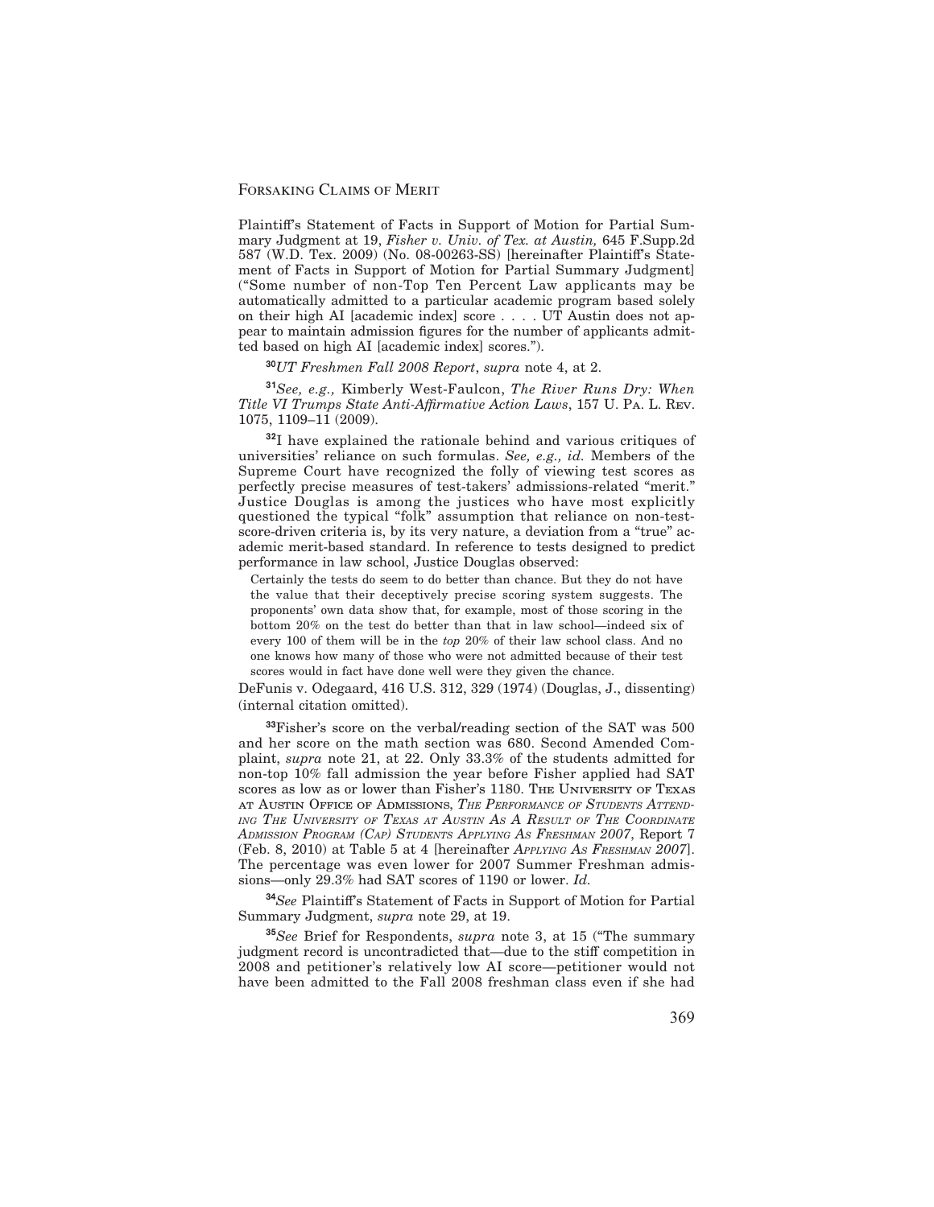Plaintiff's Statement of Facts in Support of Motion for Partial Summary Judgment at 19, *Fisher v. Univ. of Tex. at Austin,* 645 F.Supp.2d 587 (W.D. Tex. 2009) (No. 08-00263-SS) [hereinafter Plaintiff's Statement of Facts in Support of Motion for Partial Summary Judgment] ("Some number of non-Top Ten Percent Law applicants may be automatically admitted to a particular academic program based solely on their high AI [academic index] score . . . . UT Austin does not appear to maintain admission figures for the number of applicants admitted based on high AI [academic index] scores.").

[30] *UT Freshmen Fall 2008 Report*, *supra* note 4, at 2.

[31] *See, e.g.,* Kimberly West-Faulcon, *The River Runs Dry: When Title VI Trumps State Anti-Affirmative Action Laws*, 157 U. Pa. L. Rev. 1075, 1109–11 (2009).

[32] I have explained the rationale behind and various critiques of universities' reliance on such formulas. *See, e.g., id.* Members of the Supreme Court have recognized the folly of viewing test scores as perfectly precise measures of test-takers' admissions-related "merit." Justice Douglas is among the justices who have most explicitly questioned the typical "folk" assumption that reliance on non-test-score-driven criteria is, by its very nature, a deviation from a "true" academic merit-based standard. In reference to tests designed to predict performance in law school, Justice Douglas observed:

> Certainly the tests do seem to do better than chance. But they do not have the value that their deceptively precise scoring system suggests. The proponents' own data show that, for example, most of those scoring in the bottom 20% on the test do better than that in law school—indeed six of every 100 of them will be in the *top* 20% of their law school class. And no one knows how many of those who were not admitted because of their test scores would in fact have done well were they given the chance.

DeFunis v. Odegaard, 416 U.S. 312, 329 (1974) (Douglas, J., dissenting) (internal citation omitted).

[33] Fisher's score on the verbal/reading section of the SAT was 500 and her score on the math section was 680. Second Amended Complaint, *supra* note 21, at 22. Only 33.3% of the students admitted for non-top 10% fall admission the year before Fisher applied had SAT scores as low as or lower than Fisher's 1180. The University of Texas at Austin Office of Admissions, *The Performance of Students Attending The University of Texas at Austin As A Result of The Coordinate Admission Program (Cap) Students Applying As Freshman 2007*, Report 7 (Feb. 8, 2010) at Table 5 at 4 [hereinafter *Applying As Freshman 2007*]. The percentage was even lower for 2007 Summer Freshman admissions—only 29.3% had SAT scores of 1190 or lower. *Id.*

[34] *See* Plaintiff's Statement of Facts in Support of Motion for Partial Summary Judgment, *supra* note 29, at 19.

[35] *See* Brief for Respondents, *supra* note 3, at 15 ("The summary judgment record is uncontradicted that—due to the stiff competition in 2008 and petitioner's relatively low AI score—petitioner would not have been admitted to the Fall 2008 freshman class even if she had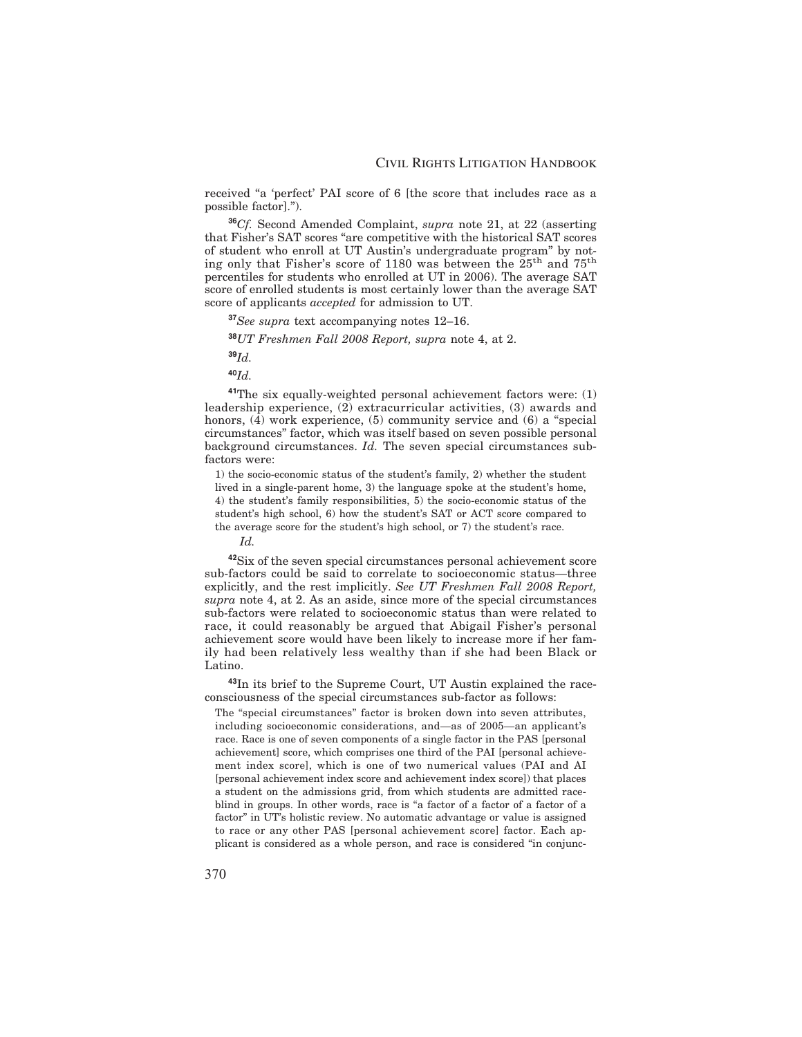received "a 'perfect' PAI score of 6 [the score that includes race as a possible factor].").

[36]*Cf.* Second Amended Complaint, *supra* note 21, at 22 (asserting that Fisher's SAT scores "are competitive with the historical SAT scores of student who enroll at UT Austin's undergraduate program" by noting only that Fisher's score of 1180 was between the 25th and 75th percentiles for students who enrolled at UT in 2006). The average SAT score of enrolled students is most certainly lower than the average SAT score of applicants *accepted* for admission to UT.

[37]*See supra* text accompanying notes 12–16.

[38]*UT Freshmen Fall 2008 Report, supra* note 4, at 2.

[39]*Id.*

[40]*Id.*

[41]The six equally-weighted personal achievement factors were: (1) leadership experience, (2) extracurricular activities, (3) awards and honors, (4) work experience, (5) community service and (6) a "special circumstances" factor, which was itself based on seven possible personal background circumstances. *Id.* The seven special circumstances sub-factors were:

> 1) the socio-economic status of the student's family, 2) whether the student lived in a single-parent home, 3) the language spoke at the student's home, 4) the student's family responsibilities, 5) the socio-economic status of the student's high school, 6) how the student's SAT or ACT score compared to the average score for the student's high school, or 7) the student's race.
>
> *Id.*

[42]Six of the seven special circumstances personal achievement score sub-factors could be said to correlate to socioeconomic status—three explicitly, and the rest implicitly. *See UT Freshmen Fall 2008 Report, supra* note 4, at 2. As an aside, since more of the special circumstances sub-factors were related to socioeconomic status than were related to race, it could reasonably be argued that Abigail Fisher's personal achievement score would have been likely to increase more if her family had been relatively less wealthy than if she had been Black or Latino.

[43]In its brief to the Supreme Court, UT Austin explained the race-consciousness of the special circumstances sub-factor as follows:

> The "special circumstances" factor is broken down into seven attributes, including socioeconomic considerations, and—as of 2005—an applicant's race. Race is one of seven components of a single factor in the PAS [personal achievement] score, which comprises one third of the PAI [personal achievement index score], which is one of two numerical values (PAI and AI [personal achievement index score and achievement index score]) that places a student on the admissions grid, from which students are admitted race-blind in groups. In other words, race is "a factor of a factor of a factor of a factor" in UT's holistic review. No automatic advantage or value is assigned to race or any other PAS [personal achievement score] factor. Each applicant is considered as a whole person, and race is considered "in conjunc-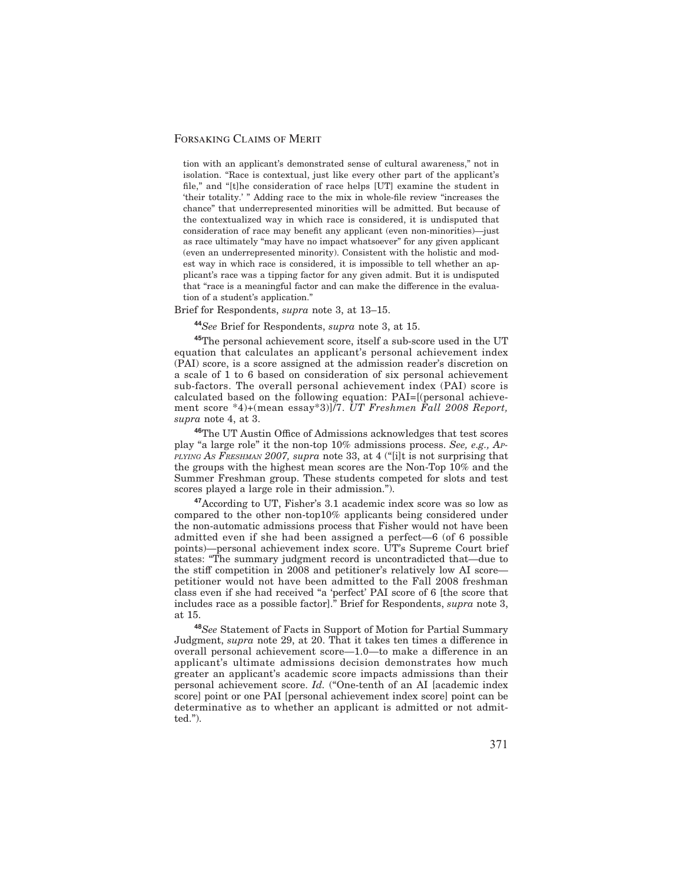> tion with an applicant's demonstrated sense of cultural awareness," not in isolation. "Race is contextual, just like every other part of the applicant's file," and "[t]he consideration of race helps [UT] examine the student in 'their totality.' " Adding race to the mix in whole-file review "increases the chance" that underrepresented minorities will be admitted. But because of the contextualized way in which race is considered, it is undisputed that consideration of race may benefit any applicant (even non-minorities)—just as race ultimately "may have no impact whatsoever" for any given applicant (even an underrepresented minority). Consistent with the holistic and modest way in which race is considered, it is impossible to tell whether an applicant's race was a tipping factor for any given admit. But it is undisputed that "race is a meaningful factor and can make the difference in the evaluation of a student's application."

Brief for Respondents, *supra* note 3, at 13–15.

[44]*See* Brief for Respondents, *supra* note 3, at 15.

[45]The personal achievement score, itself a sub-score used in the UT equation that calculates an applicant's personal achievement index (PAI) score, is a score assigned at the admission reader's discretion on a scale of 1 to 6 based on consideration of six personal achievement sub-factors. The overall personal achievement index (PAI) score is calculated based on the following equation: PAI=[(personal achievement score *4)+(mean essay*3)]/7. *UT Freshmen Fall 2008 Report, supra* note 4, at 3.

[46]The UT Austin Office of Admissions acknowledges that test scores play "a large role" it the non-top 10% admissions process. *See, e.g., Applying As Freshman 2007, supra* note 33, at 4 ("[i]t is not surprising that the groups with the highest mean scores are the Non-Top 10% and the Summer Freshman group. These students competed for slots and test scores played a large role in their admission.").

[47]According to UT, Fisher's 3.1 academic index score was so low as compared to the other non-top10% applicants being considered under the non-automatic admissions process that Fisher would not have been admitted even if she had been assigned a perfect—6 (of 6 possible points)—personal achievement index score. UT's Supreme Court brief states: "The summary judgment record is uncontradicted that—due to the stiff competition in 2008 and petitioner's relatively low AI score—petitioner would not have been admitted to the Fall 2008 freshman class even if she had received "a 'perfect' PAI score of 6 [the score that includes race as a possible factor]." Brief for Respondents, *supra* note 3, at 15.

[48]*See* Statement of Facts in Support of Motion for Partial Summary Judgment, *supra* note 29, at 20. That it takes ten times a difference in overall personal achievement score—1.0—to make a difference in an applicant's ultimate admissions decision demonstrates how much greater an applicant's academic score impacts admissions than their personal achievement score. *Id.* ("One-tenth of an AI [academic index score] point or one PAI [personal achievement index score] point can be determinative as to whether an applicant is admitted or not admitted.").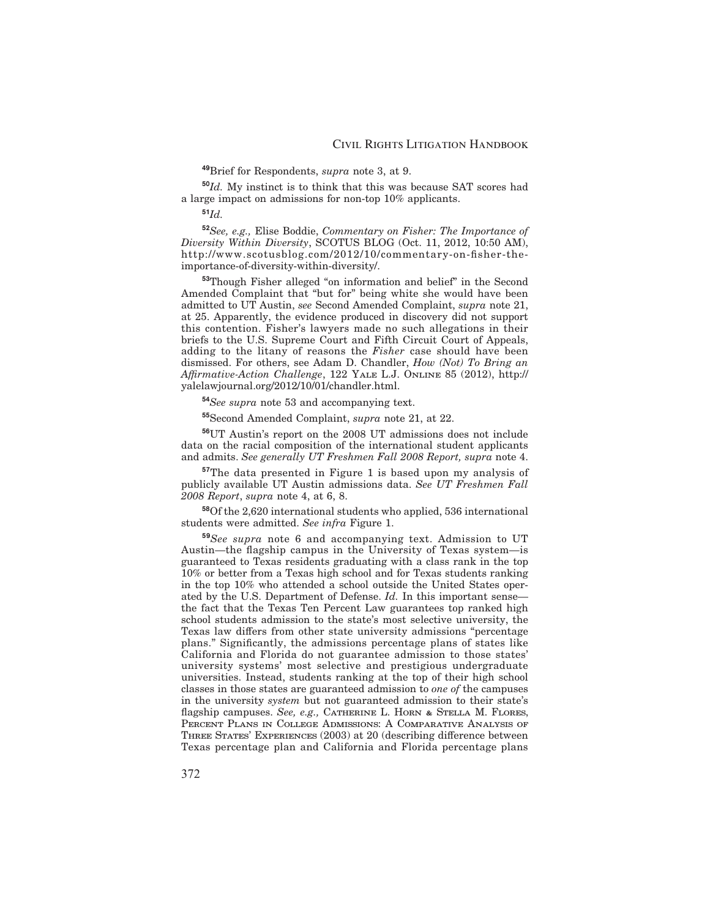[49]Brief for Respondents, *supra* note 3, at 9.

[50]*Id.* My instinct is to think that this was because SAT scores had a large impact on admissions for non-top 10% applicants.

[51]*Id.*

[52]*See, e.g.,* Elise Boddie, *Commentary on Fisher: The Importance of Diversity Within Diversity*, SCOTUS BLOG (Oct. 11, 2012, 10:50 AM), http://www.scotusblog.com/2012/10/commentary-on-fisher-the-importance-of-diversity-within-diversity/.

[53]Though Fisher alleged "on information and belief" in the Second Amended Complaint that "but for" being white she would have been admitted to UT Austin, *see* Second Amended Complaint, *supra* note 21, at 25. Apparently, the evidence produced in discovery did not support this contention. Fisher's lawyers made no such allegations in their briefs to the U.S. Supreme Court and Fifth Circuit Court of Appeals, adding to the litany of reasons the *Fisher* case should have been dismissed. For others, see Adam D. Chandler, *How (Not) To Bring an Affirmative-Action Challenge*, 122 Yale L.J. Online 85 (2012), http://yalelawjournal.org/2012/10/01/chandler.html.

[54]*See supra* note 53 and accompanying text.

[55]Second Amended Complaint, *supra* note 21, at 22.

[56]UT Austin's report on the 2008 UT admissions does not include data on the racial composition of the international student applicants and admits. *See generally UT Freshmen Fall 2008 Report, supra* note 4.

[57]The data presented in Figure 1 is based upon my analysis of publicly available UT Austin admissions data. *See UT Freshmen Fall 2008 Report*, *supra* note 4, at 6, 8.

[58]Of the 2,620 international students who applied, 536 international students were admitted. *See infra* Figure 1.

[59]*See supra* note 6 and accompanying text. Admission to UT Austin—the flagship campus in the University of Texas system—is guaranteed to Texas residents graduating with a class rank in the top 10% or better from a Texas high school and for Texas students ranking in the top 10% who attended a school outside the United States operated by the U.S. Department of Defense. *Id.* In this important sense—the fact that the Texas Ten Percent Law guarantees top ranked high school students admission to the state's most selective university, the Texas law differs from other state university admissions "percentage plans." Significantly, the admissions percentage plans of states like California and Florida do not guarantee admission to those states' university systems' most selective and prestigious undergraduate universities. Instead, students ranking at the top of their high school classes in those states are guaranteed admission to *one of* the campuses in the university *system* but not guaranteed admission to their state's flagship campuses. *See, e.g.,* Catherine L. Horn & Stella M. Flores, Percent Plans in College Admissions: A Comparative Analysis of Three States' Experiences (2003) at 20 (describing difference between Texas percentage plan and California and Florida percentage plans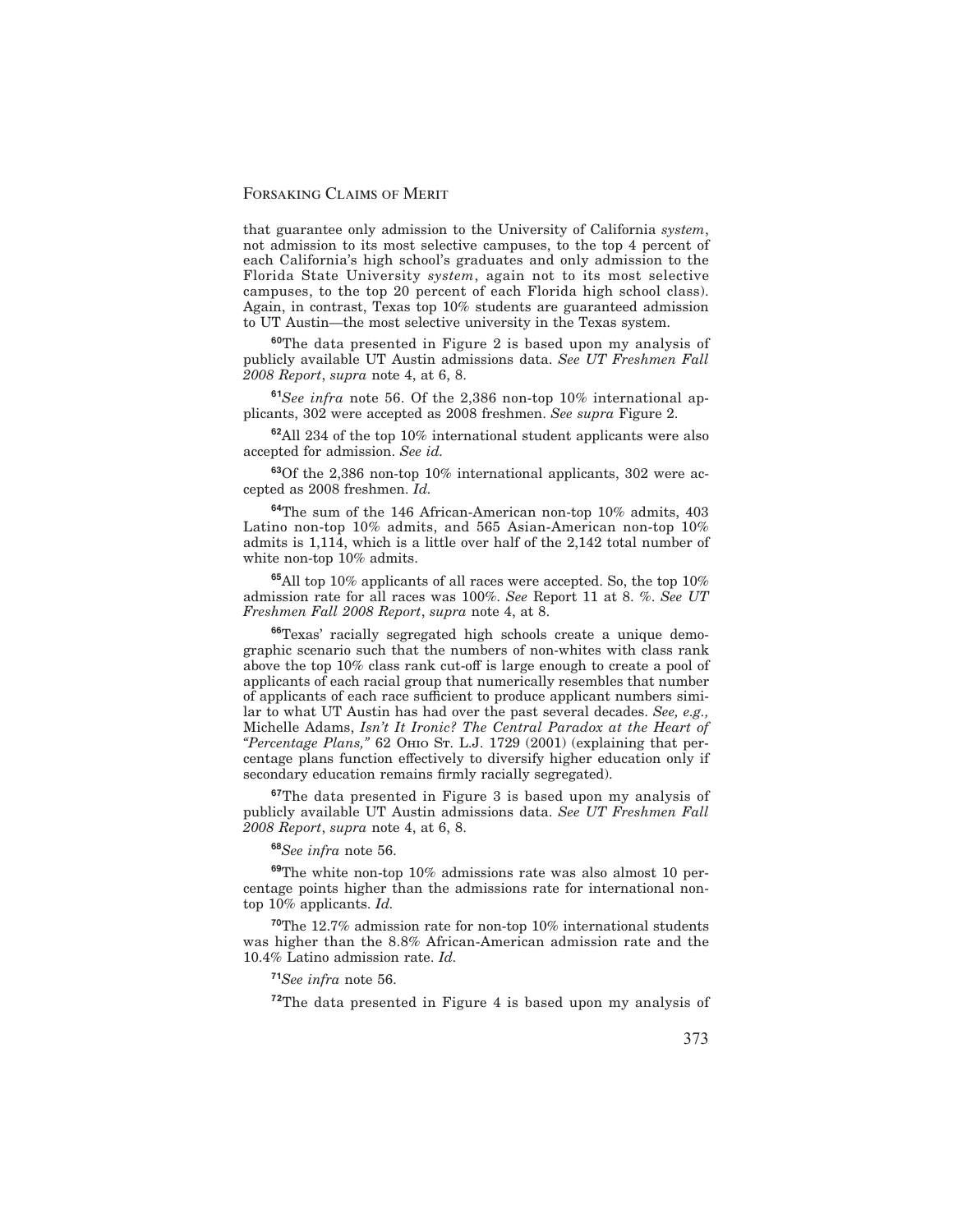that guarantee only admission to the University of California *system*, not admission to its most selective campuses, to the top 4 percent of each California's high school's graduates and only admission to the Florida State University *system*, again not to its most selective campuses, to the top 20 percent of each Florida high school class). Again, in contrast, Texas top 10% students are guaranteed admission to UT Austin—the most selective university in the Texas system.

[60]The data presented in Figure 2 is based upon my analysis of publicly available UT Austin admissions data. *See UT Freshmen Fall 2008 Report*, *supra* note 4, at 6, 8.

[61]*See infra* note 56. Of the 2,386 non-top 10% international applicants, 302 were accepted as 2008 freshmen. *See supra* Figure 2.

[62]All 234 of the top 10% international student applicants were also accepted for admission. *See id.*

[63]Of the 2,386 non-top 10% international applicants, 302 were accepted as 2008 freshmen. *Id.*

[64]The sum of the 146 African-American non-top 10% admits, 403 Latino non-top 10% admits, and 565 Asian-American non-top 10% admits is 1,114, which is a little over half of the 2,142 total number of white non-top 10% admits.

[65]All top 10% applicants of all races were accepted. So, the top 10% admission rate for all races was 100%. *See* Report 11 at 8. %. *See UT Freshmen Fall 2008 Report*, *supra* note 4, at 8.

[66]Texas' racially segregated high schools create a unique demographic scenario such that the numbers of non-whites with class rank above the top 10% class rank cut-off is large enough to create a pool of applicants of each racial group that numerically resembles that number of applicants of each race sufficient to produce applicant numbers similar to what UT Austin has had over the past several decades. *See, e.g.,* Michelle Adams, *Isn't It Ironic? The Central Paradox at the Heart of "Percentage Plans,"* 62 Ohio St. L.J. 1729 (2001) (explaining that percentage plans function effectively to diversify higher education only if secondary education remains firmly racially segregated).

[67]The data presented in Figure 3 is based upon my analysis of publicly available UT Austin admissions data. *See UT Freshmen Fall 2008 Report*, *supra* note 4, at 6, 8.

[68]*See infra* note 56.

[69]The white non-top 10% admissions rate was also almost 10 percentage points higher than the admissions rate for international non-top 10% applicants. *Id.*

[70]The 12.7% admission rate for non-top 10% international students was higher than the 8.8% African-American admission rate and the 10.4% Latino admission rate. *Id.*

[71]*See infra* note 56.

[72]The data presented in Figure 4 is based upon my analysis of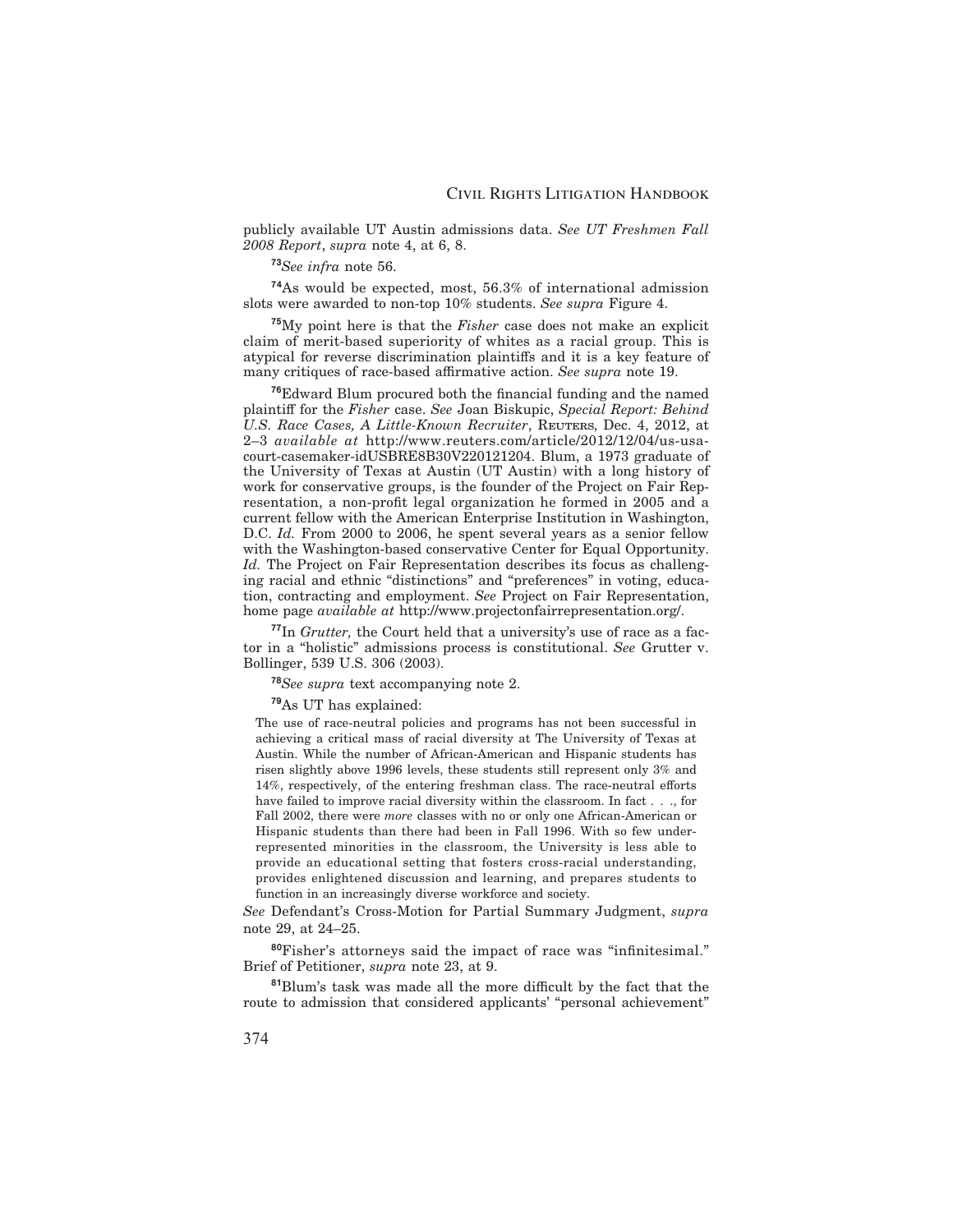publicly available UT Austin admissions data. *See UT Freshmen Fall 2008 Report*, *supra* note 4, at 6, 8.

[73] *See infra* note 56.

[74] As would be expected, most, 56.3% of international admission slots were awarded to non-top 10% students. *See supra* Figure 4.

[75] My point here is that the *Fisher* case does not make an explicit claim of merit-based superiority of whites as a racial group. This is atypical for reverse discrimination plaintiffs and it is a key feature of many critiques of race-based affirmative action. *See supra* note 19.

[76] Edward Blum procured both the financial funding and the named plaintiff for the *Fisher* case. *See* Joan Biskupic, *Special Report: Behind U.S. Race Cases, A Little-Known Recruiter*, REUTERS, Dec. 4, 2012, at 2–3 *available at* http://www.reuters.com/article/2012/12/04/us-usa-court-casemaker-idUSBRE8B30V220121204. Blum, a 1973 graduate of the University of Texas at Austin (UT Austin) with a long history of work for conservative groups, is the founder of the Project on Fair Representation, a non-profit legal organization he formed in 2005 and a current fellow with the American Enterprise Institution in Washington, D.C. *Id.* From 2000 to 2006, he spent several years as a senior fellow with the Washington-based conservative Center for Equal Opportunity. *Id.* The Project on Fair Representation describes its focus as challenging racial and ethnic "distinctions" and "preferences" in voting, education, contracting and employment. *See* Project on Fair Representation, home page *available at* http://www.projectonfairrepresentation.org/.

[77] In *Grutter,* the Court held that a university's use of race as a factor in a "holistic" admissions process is constitutional. *See* Grutter v. Bollinger, 539 U.S. 306 (2003).

[78] *See supra* text accompanying note 2.

[79] As UT has explained:

> The use of race-neutral policies and programs has not been successful in achieving a critical mass of racial diversity at The University of Texas at Austin. While the number of African-American and Hispanic students has risen slightly above 1996 levels, these students still represent only 3% and 14%, respectively, of the entering freshman class. The race-neutral efforts have failed to improve racial diversity within the classroom. In fact . . ., for Fall 2002, there were *more* classes with no or only one African-American or Hispanic students than there had been in Fall 1996. With so few under-represented minorities in the classroom, the University is less able to provide an educational setting that fosters cross-racial understanding, provides enlightened discussion and learning, and prepares students to function in an increasingly diverse workforce and society.

*See* Defendant's Cross-Motion for Partial Summary Judgment, *supra* note 29, at 24–25.

[80] Fisher's attorneys said the impact of race was "infinitesimal." Brief of Petitioner, *supra* note 23, at 9.

[81] Blum's task was made all the more difficult by the fact that the route to admission that considered applicants' "personal achievement"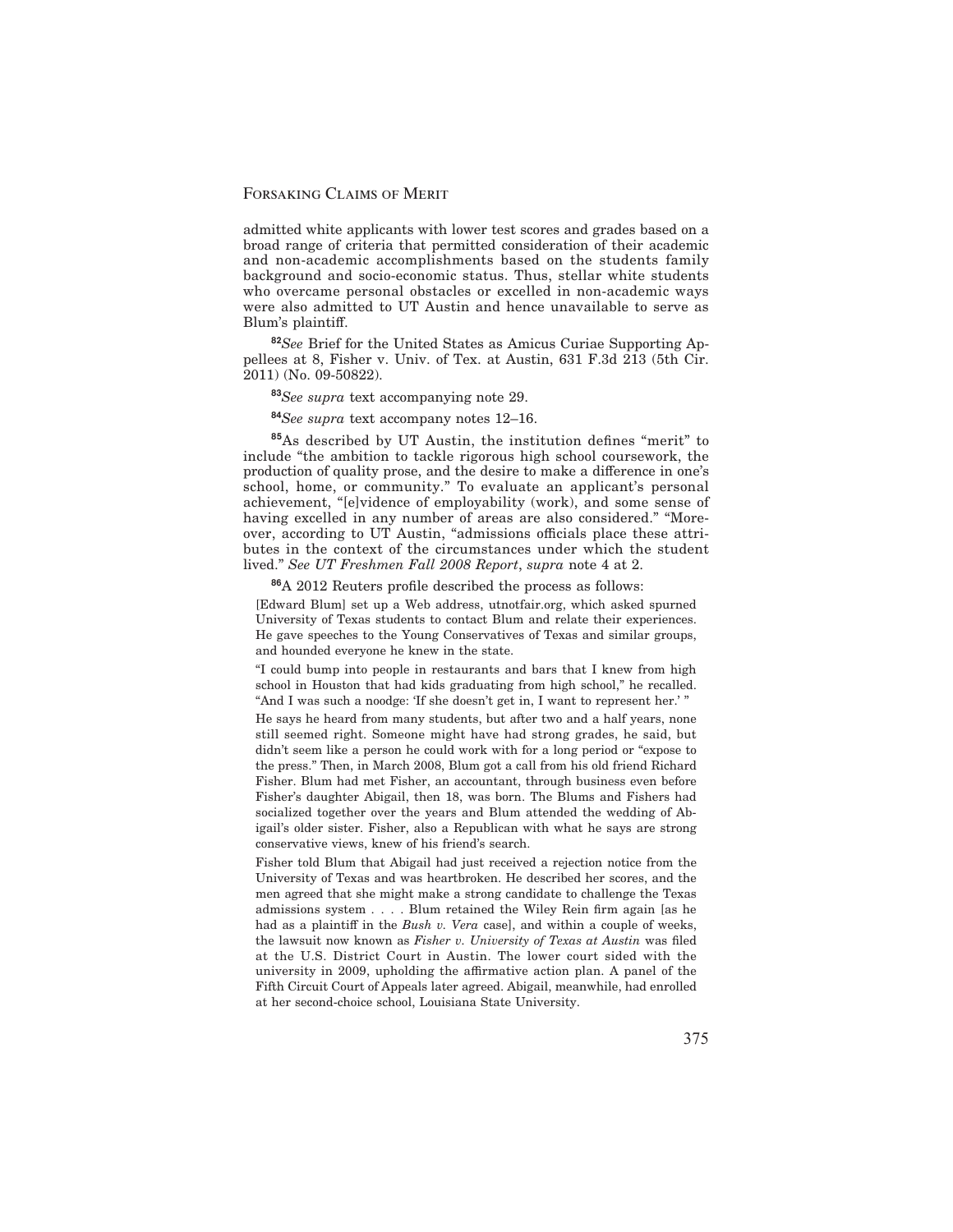admitted white applicants with lower test scores and grades based on a broad range of criteria that permitted consideration of their academic and non-academic accomplishments based on the students family background and socio-economic status. Thus, stellar white students who overcame personal obstacles or excelled in non-academic ways were also admitted to UT Austin and hence unavailable to serve as Blum's plaintiff.

[82]*See* Brief for the United States as Amicus Curiae Supporting Appellees at 8, Fisher v. Univ. of Tex. at Austin, 631 F.3d 213 (5th Cir. 2011) (No. 09-50822).

[83]*See supra* text accompanying note 29.

[84]*See supra* text accompany notes 12–16.

[85]As described by UT Austin, the institution defines "merit" to include "the ambition to tackle rigorous high school coursework, the production of quality prose, and the desire to make a difference in one's school, home, or community." To evaluate an applicant's personal achievement, "[e]vidence of employability (work), and some sense of having excelled in any number of areas are also considered." "Moreover, according to UT Austin, "admissions officials place these attributes in the context of the circumstances under which the student lived." *See UT Freshmen Fall 2008 Report*, *supra* note 4 at 2.

[86]A 2012 Reuters profile described the process as follows:

> [Edward Blum] set up a Web address, utnotfair.org, which asked spurned University of Texas students to contact Blum and relate their experiences. He gave speeches to the Young Conservatives of Texas and similar groups, and hounded everyone he knew in the state.
>
> "I could bump into people in restaurants and bars that I knew from high school in Houston that had kids graduating from high school," he recalled. "And I was such a noodge: 'If she doesn't get in, I want to represent her.' "
>
> He says he heard from many students, but after two and a half years, none still seemed right. Someone might have had strong grades, he said, but didn't seem like a person he could work with for a long period or "expose to the press." Then, in March 2008, Blum got a call from his old friend Richard Fisher. Blum had met Fisher, an accountant, through business even before Fisher's daughter Abigail, then 18, was born. The Blums and Fishers had socialized together over the years and Blum attended the wedding of Abigail's older sister. Fisher, also a Republican with what he says are strong conservative views, knew of his friend's search.
>
> Fisher told Blum that Abigail had just received a rejection notice from the University of Texas and was heartbroken. He described her scores, and the men agreed that she might make a strong candidate to challenge the Texas admissions system . . . . Blum retained the Wiley Rein firm again [as he had as a plaintiff in the *Bush v. Vera* case], and within a couple of weeks, the lawsuit now known as *Fisher v. University of Texas at Austin* was filed at the U.S. District Court in Austin. The lower court sided with the university in 2009, upholding the affirmative action plan. A panel of the Fifth Circuit Court of Appeals later agreed. Abigail, meanwhile, had enrolled at her second-choice school, Louisiana State University.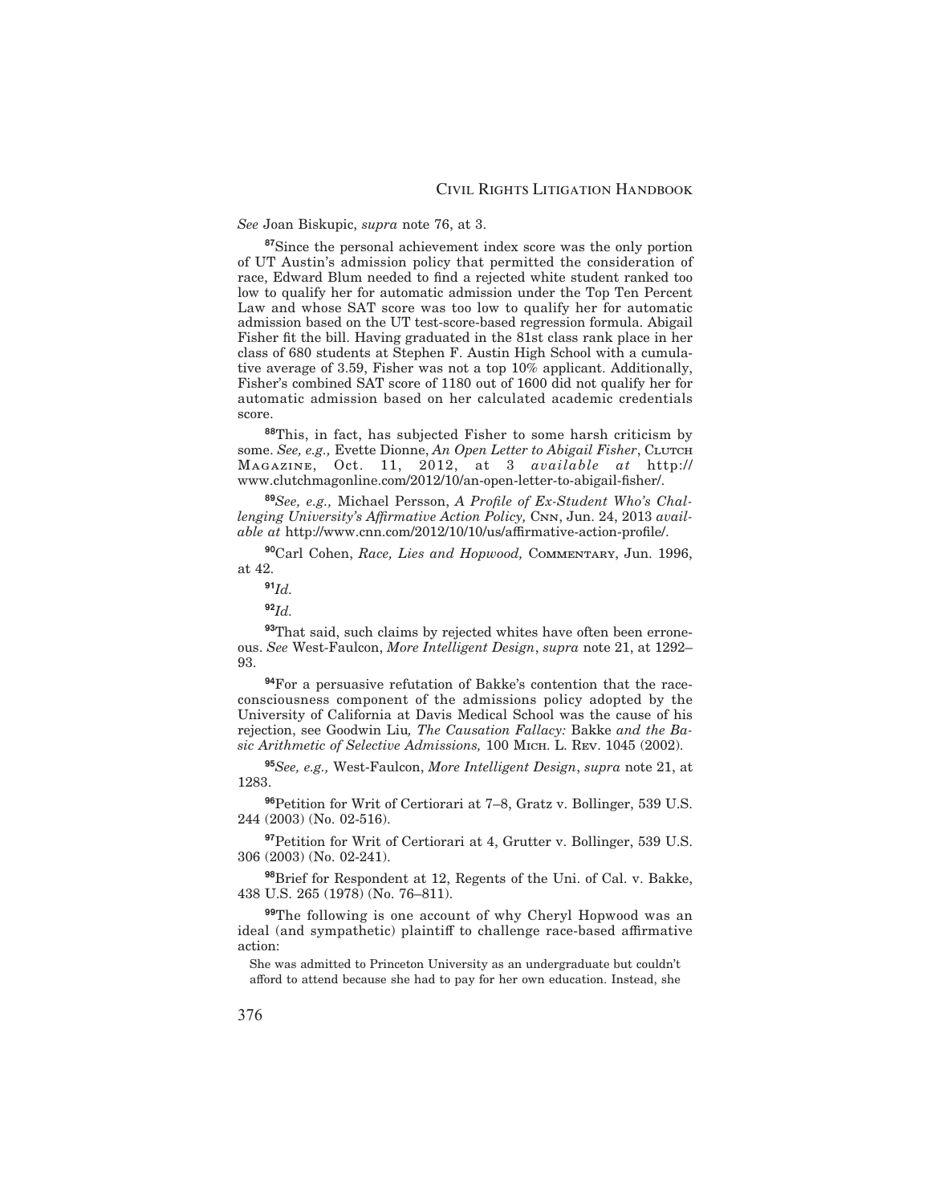*See* Joan Biskupic, *supra* note 76, at 3.

[87]Since the personal achievement index score was the only portion of UT Austin's admission policy that permitted the consideration of race, Edward Blum needed to find a rejected white student ranked too low to qualify her for automatic admission under the Top Ten Percent Law and whose SAT score was too low to qualify her for automatic admission based on the UT test-score-based regression formula. Abigail Fisher fit the bill. Having graduated in the 81st class rank place in her class of 680 students at Stephen F. Austin High School with a cumulative average of 3.59, Fisher was not a top 10% applicant. Additionally, Fisher's combined SAT score of 1180 out of 1600 did not qualify her for automatic admission based on her calculated academic credentials score.

[88]This, in fact, has subjected Fisher to some harsh criticism by some. *See, e.g.,* Evette Dionne, *An Open Letter to Abigail Fisher*, Clutch Magazine, Oct. 11, 2012, at 3 *available at* http://www.clutchmagonline.com/2012/10/an-open-letter-to-abigail-fisher/.

[89]*See, e.g.,* Michael Persson, *A Profile of Ex-Student Who's Challenging University's Affirmative Action Policy,* Cnn, Jun. 24, 2013 *available at* http://www.cnn.com/2012/10/10/us/affirmative-action-profile/.

[90]Carl Cohen, *Race, Lies and Hopwood,* Commentary, Jun. 1996, at 42.

[91]*Id.*

[92]*Id.*

[93]That said, such claims by rejected whites have often been erroneous. *See* West-Faulcon, *More Intelligent Design*, *supra* note 21, at 1292–93.

[94]For a persuasive refutation of Bakke's contention that the race-consciousness component of the admissions policy adopted by the University of California at Davis Medical School was the cause of his rejection, see Goodwin Liu*, The Causation Fallacy:* Bakke *and the Basic Arithmetic of Selective Admissions,* 100 Mich. L. Rev. 1045 (2002).

[95]*See, e.g.,* West-Faulcon, *More Intelligent Design*, *supra* note 21, at 1283.

[96]Petition for Writ of Certiorari at 7–8, Gratz v. Bollinger, 539 U.S. 244 (2003) (No. 02-516).

[97]Petition for Writ of Certiorari at 4, Grutter v. Bollinger, 539 U.S. 306 (2003) (No. 02-241).

[98]Brief for Respondent at 12, Regents of the Uni. of Cal. v. Bakke, 438 U.S. 265 (1978) (No. 76–811).

[99]The following is one account of why Cheryl Hopwood was an ideal (and sympathetic) plaintiff to challenge race-based affirmative action:

> She was admitted to Princeton University as an undergraduate but couldn't afford to attend because she had to pay for her own education. Instead, she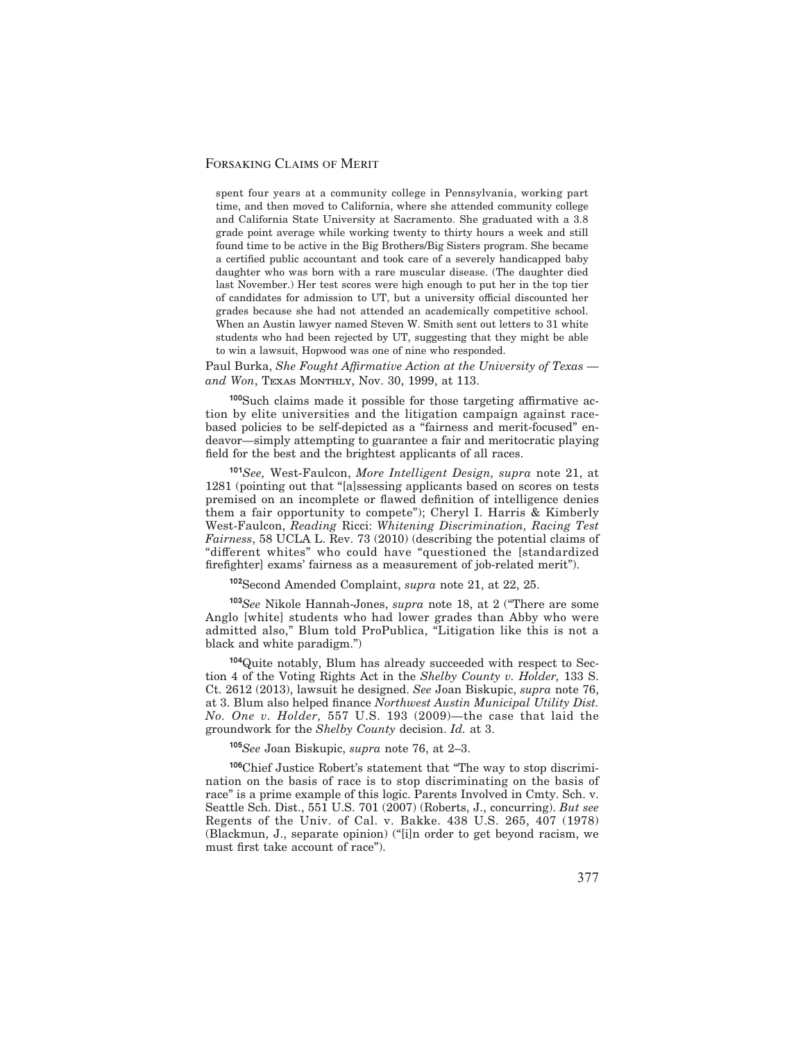> spent four years at a community college in Pennsylvania, working part time, and then moved to California, where she attended community college and California State University at Sacramento. She graduated with a 3.8 grade point average while working twenty to thirty hours a week and still found time to be active in the Big Brothers/Big Sisters program. She became a certified public accountant and took care of a severely handicapped baby daughter who was born with a rare muscular disease. (The daughter died last November.) Her test scores were high enough to put her in the top tier of candidates for admission to UT, but a university official discounted her grades because she had not attended an academically competitive school. When an Austin lawyer named Steven W. Smith sent out letters to 31 white students who had been rejected by UT, suggesting that they might be able to win a lawsuit, Hopwood was one of nine who responded.

Paul Burka, *She Fought Affirmative Action at the University of Texas — and Won*, TEXAS MONTHLY, Nov. 30, 1999, at 113.

**100** Such claims made it possible for those targeting affirmative action by elite universities and the litigation campaign against race-based policies to be self-depicted as a "fairness and merit-focused" endeavor—simply attempting to guarantee a fair and meritocratic playing field for the best and the brightest applicants of all races.

**101** *See,* West-Faulcon, *More Intelligent Design, supra* note 21, at 1281 (pointing out that "[a]ssessing applicants based on scores on tests premised on an incomplete or flawed definition of intelligence denies them a fair opportunity to compete"); Cheryl I. Harris & Kimberly West-Faulcon, *Reading* Ricci: *Whitening Discrimination, Racing Test Fairness*, 58 UCLA L. Rev. 73 (2010) (describing the potential claims of "different whites" who could have "questioned the [standardized firefighter] exams' fairness as a measurement of job-related merit").

**102** Second Amended Complaint, *supra* note 21, at 22, 25.

**103** *See* Nikole Hannah-Jones, *supra* note 18, at 2 ("There are some Anglo [white] students who had lower grades than Abby who were admitted also," Blum told ProPublica, "Litigation like this is not a black and white paradigm.")

**104** Quite notably, Blum has already succeeded with respect to Section 4 of the Voting Rights Act in the *Shelby County v. Holder,* 133 S. Ct. 2612 (2013), lawsuit he designed. *See* Joan Biskupic, *supra* note 76, at 3. Blum also helped finance *Northwest Austin Municipal Utility Dist. No. One v. Holder,* 557 U.S. 193 (2009)—the case that laid the groundwork for the *Shelby County* decision. *Id.* at 3.

**105** *See* Joan Biskupic, *supra* note 76, at 2–3.

**106** Chief Justice Robert's statement that "The way to stop discrimination on the basis of race is to stop discriminating on the basis of race" is a prime example of this logic. Parents Involved in Cmty. Sch. v. Seattle Sch. Dist., 551 U.S. 701 (2007) (Roberts, J., concurring). *But see* Regents of the Univ. of Cal. v. Bakke. 438 U.S. 265, 407 (1978) (Blackmun, J., separate opinion) ("[i]n order to get beyond racism, we must first take account of race").